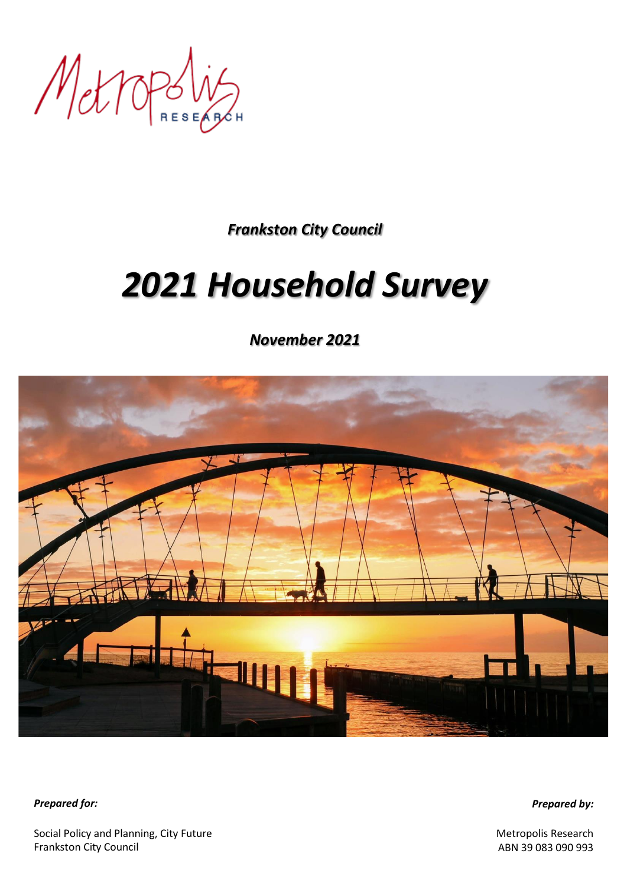Metropolis Research

*Frankston City Council*

# *2021 Household Survey*

*November 2021*

***Prepared for:***

Social Policy and Planning, City Future
Frankston City Council

***Prepared by:***

Metropolis Research
ABN 39 083 090 993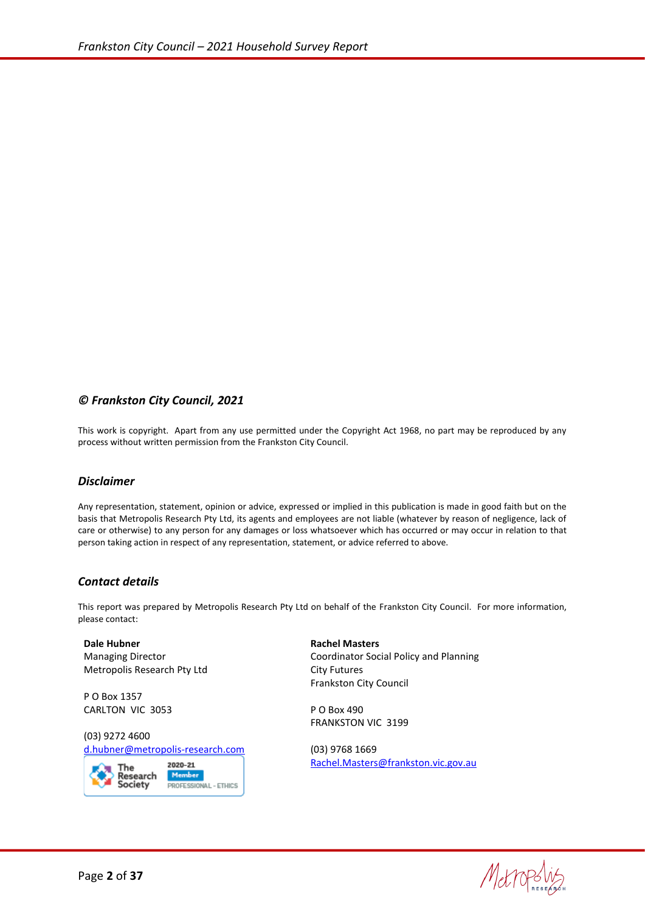## © Frankston City Council, 2021

This work is copyright. Apart from any use permitted under the Copyright Act 1968, no part may be reproduced by any process without written permission from the Frankston City Council.

## *Disclaimer*

Any representation, statement, opinion or advice, expressed or implied in this publication is made in good faith but on the basis that Metropolis Research Pty Ltd, its agents and employees are not liable (whatever by reason of negligence, lack of care or otherwise) to any person for any damages or loss whatsoever which has occurred or may occur in relation to that person taking action in respect of any representation, statement, or advice referred to above.

## *Contact details*

This report was prepared by Metropolis Research Pty Ltd on behalf of the Frankston City Council. For more information, please contact:

**Dale Hubner**
Managing Director
Metropolis Research Pty Ltd

P O Box 1357
CARLTON VIC 3053

(03) 9272 4600
d.hubner@metropolis-research.com

**Rachel Masters**
Coordinator Social Policy and Planning
City Futures
Frankston City Council

P O Box 490
FRANKSTON VIC 3199

(03) 9768 1669
Rachel.Masters@frankston.vic.gov.au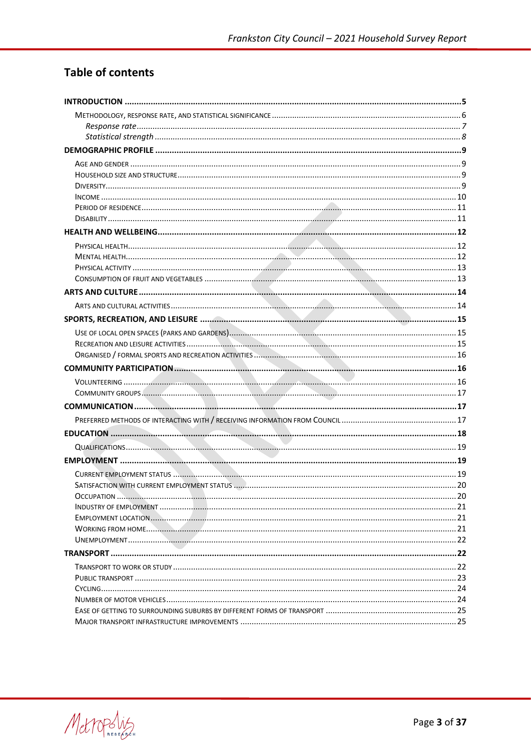# Table of contents

**INTRODUCTION** ..... 5

- Methodology, response rate, and statistical significance ..... 6
  - *Response rate* ..... 7
  - *Statistical strength* ..... 8

**DEMOGRAPHIC PROFILE** ..... 9

- Age and gender ..... 9
- Household size and structure ..... 9
- Diversity ..... 9
- Income ..... 10
- Period of residence ..... 11
- Disability ..... 11

**HEALTH AND WELLBEING** ..... 12

- Physical health ..... 12
- Mental health ..... 12
- Physical activity ..... 13
- Consumption of fruit and vegetables ..... 13

**ARTS AND CULTURE** ..... 14

- Arts and cultural activities ..... 14

**SPORTS, RECREATION, AND LEISURE** ..... 15

- Use of local open spaces (parks and gardens) ..... 15
- Recreation and leisure activities ..... 15
- Organised / formal sports and recreation activities ..... 16

**COMMUNITY PARTICIPATION** ..... 16

- Volunteering ..... 16
- Community groups ..... 17

**COMMUNICATION** ..... 17

- Preferred methods of interacting with / receiving information from Council ..... 17

**EDUCATION** ..... 18

- Qualifications ..... 19

**EMPLOYMENT** ..... 19

- Current employment status ..... 19
- Satisfaction with current employment status ..... 20
- Occupation ..... 20
- Industry of employment ..... 21
- Employment location ..... 21
- Working from home ..... 21
- Unemployment ..... 22

**TRANSPORT** ..... 22

- Transport to work or study ..... 22
- Public transport ..... 23
- Cycling ..... 24
- Number of motor vehicles ..... 24
- Ease of getting to surrounding suburbs by different forms of transport ..... 25
- Major transport infrastructure improvements ..... 25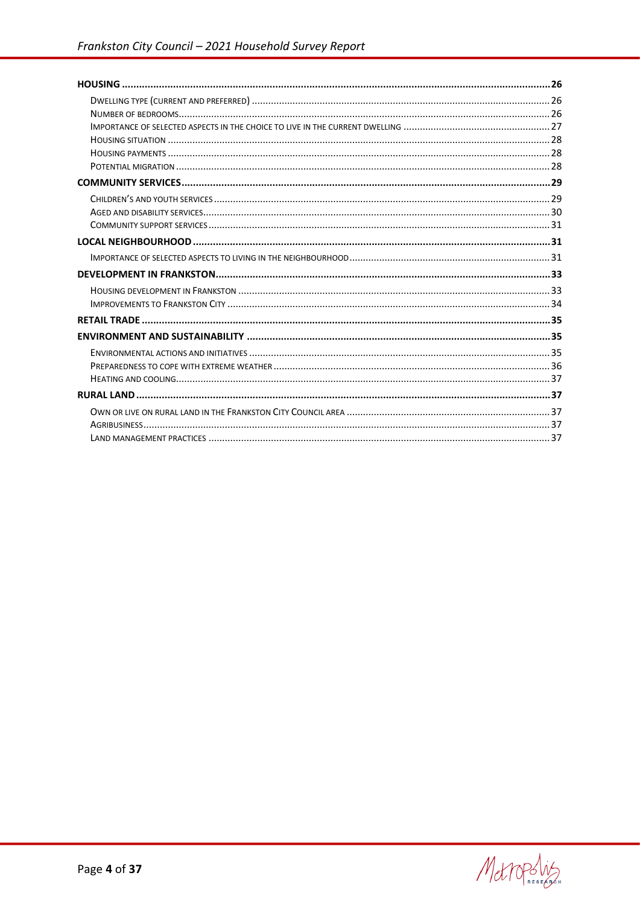**HOUSING** .......... 26

Dwelling type (current and preferred) .......... 26
Number of bedrooms .......... 26
Importance of selected aspects in the choice to live in the current dwelling .......... 27
Housing situation .......... 28
Housing payments .......... 28
Potential migration .......... 28

**COMMUNITY SERVICES** .......... 29

Children's and youth services .......... 29
Aged and disability services .......... 30
Community support services .......... 31

**LOCAL NEIGHBOURHOOD** .......... 31

Importance of selected aspects to living in the neighbourhood .......... 31

**DEVELOPMENT IN FRANKSTON** .......... 33

Housing development in Frankston .......... 33
Improvements to Frankston City .......... 34

**RETAIL TRADE** .......... 35

**ENVIRONMENT AND SUSTAINABILITY** .......... 35

Environmental actions and initiatives .......... 35
Preparedness to cope with extreme weather .......... 36
Heating and cooling .......... 37

**RURAL LAND** .......... 37

Own or live on rural land in the Frankston City Council area .......... 37
Agribusiness .......... 37
Land management practices .......... 37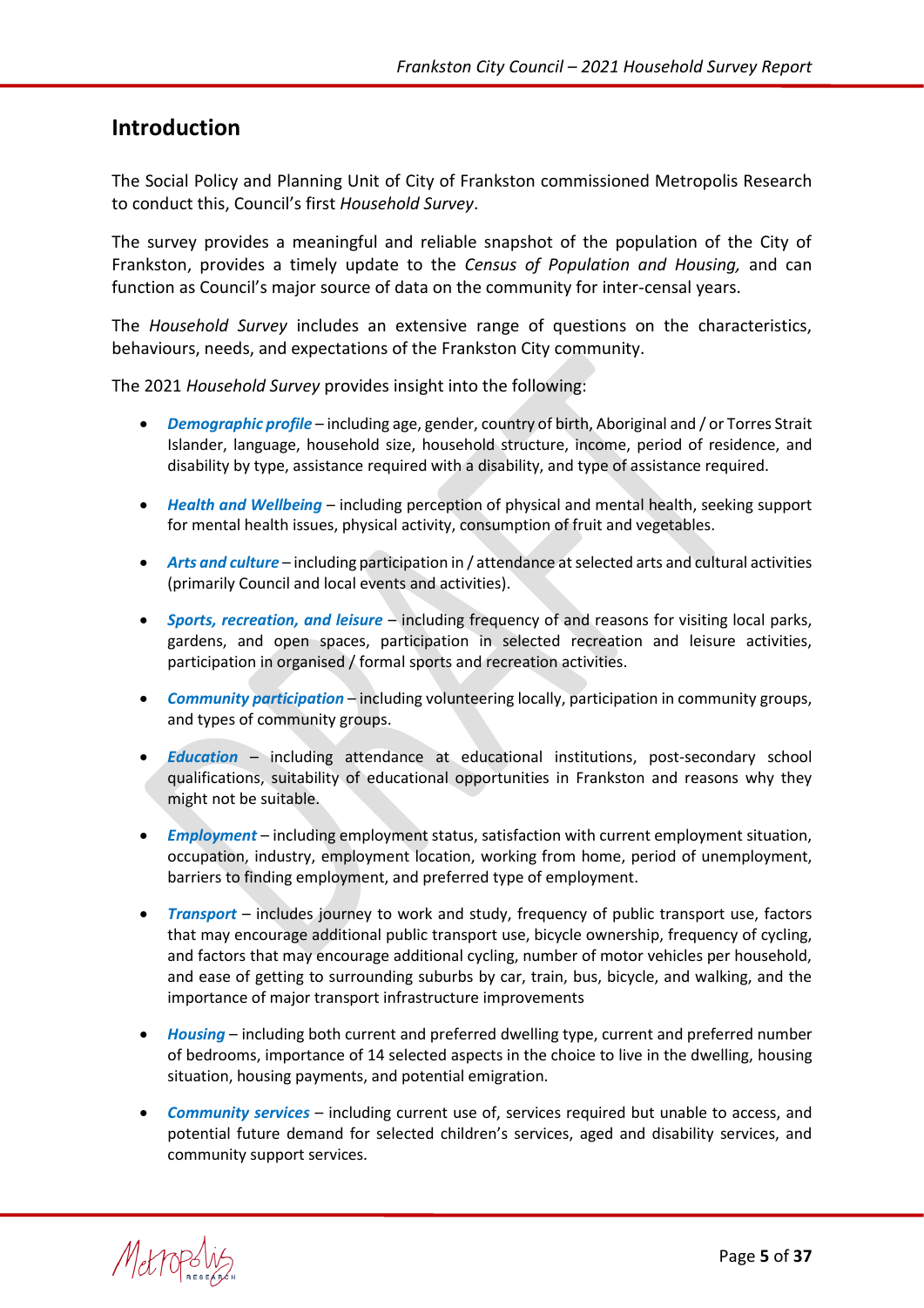## Introduction

The Social Policy and Planning Unit of City of Frankston commissioned Metropolis Research to conduct this, Council's first *Household Survey*.

The survey provides a meaningful and reliable snapshot of the population of the City of Frankston, provides a timely update to the *Census of Population and Housing,* and can function as Council's major source of data on the community for inter-censal years.

The *Household Survey* includes an extensive range of questions on the characteristics, behaviours, needs, and expectations of the Frankston City community.

The 2021 *Household Survey* provides insight into the following:

- ***Demographic profile*** – including age, gender, country of birth, Aboriginal and / or Torres Strait Islander, language, household size, household structure, income, period of residence, and disability by type, assistance required with a disability, and type of assistance required.
- ***Health and Wellbeing*** – including perception of physical and mental health, seeking support for mental health issues, physical activity, consumption of fruit and vegetables.
- ***Arts and culture*** – including participation in / attendance at selected arts and cultural activities (primarily Council and local events and activities).
- ***Sports, recreation, and leisure*** – including frequency of and reasons for visiting local parks, gardens, and open spaces, participation in selected recreation and leisure activities, participation in organised / formal sports and recreation activities.
- ***Community participation*** – including volunteering locally, participation in community groups, and types of community groups.
- ***Education*** – including attendance at educational institutions, post-secondary school qualifications, suitability of educational opportunities in Frankston and reasons why they might not be suitable.
- ***Employment*** – including employment status, satisfaction with current employment situation, occupation, industry, employment location, working from home, period of unemployment, barriers to finding employment, and preferred type of employment.
- ***Transport*** – includes journey to work and study, frequency of public transport use, factors that may encourage additional public transport use, bicycle ownership, frequency of cycling, and factors that may encourage additional cycling, number of motor vehicles per household, and ease of getting to surrounding suburbs by car, train, bus, bicycle, and walking, and the importance of major transport infrastructure improvements
- ***Housing*** – including both current and preferred dwelling type, current and preferred number of bedrooms, importance of 14 selected aspects in the choice to live in the dwelling, housing situation, housing payments, and potential emigration.
- ***Community services*** – including current use of, services required but unable to access, and potential future demand for selected children's services, aged and disability services, and community support services.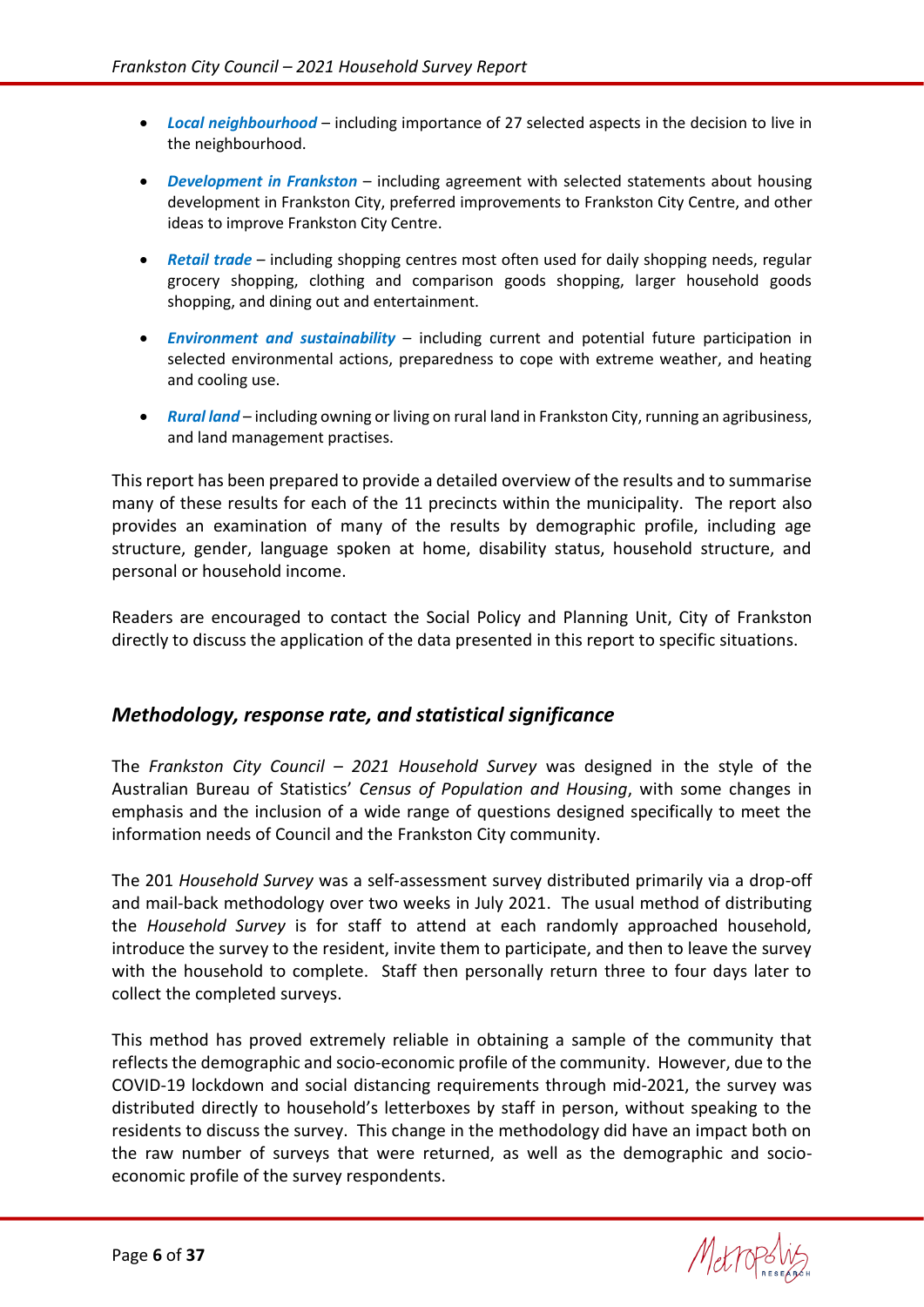- ***Local neighbourhood*** – including importance of 27 selected aspects in the decision to live in the neighbourhood.

- ***Development in Frankston*** – including agreement with selected statements about housing development in Frankston City, preferred improvements to Frankston City Centre, and other ideas to improve Frankston City Centre.

- ***Retail trade*** – including shopping centres most often used for daily shopping needs, regular grocery shopping, clothing and comparison goods shopping, larger household goods shopping, and dining out and entertainment.

- ***Environment and sustainability*** – including current and potential future participation in selected environmental actions, preparedness to cope with extreme weather, and heating and cooling use.

- ***Rural land*** – including owning or living on rural land in Frankston City, running an agribusiness, and land management practises.

This report has been prepared to provide a detailed overview of the results and to summarise many of these results for each of the 11 precincts within the municipality. The report also provides an examination of many of the results by demographic profile, including age structure, gender, language spoken at home, disability status, household structure, and personal or household income.

Readers are encouraged to contact the Social Policy and Planning Unit, City of Frankston directly to discuss the application of the data presented in this report to specific situations.

## *Methodology, response rate, and statistical significance*

The *Frankston City Council – 2021 Household Survey* was designed in the style of the Australian Bureau of Statistics' *Census of Population and Housing*, with some changes in emphasis and the inclusion of a wide range of questions designed specifically to meet the information needs of Council and the Frankston City community.

The 201 *Household Survey* was a self-assessment survey distributed primarily via a drop-off and mail-back methodology over two weeks in July 2021. The usual method of distributing the *Household Survey* is for staff to attend at each randomly approached household, introduce the survey to the resident, invite them to participate, and then to leave the survey with the household to complete. Staff then personally return three to four days later to collect the completed surveys.

This method has proved extremely reliable in obtaining a sample of the community that reflects the demographic and socio-economic profile of the community. However, due to the COVID-19 lockdown and social distancing requirements through mid-2021, the survey was distributed directly to household's letterboxes by staff in person, without speaking to the residents to discuss the survey. This change in the methodology did have an impact both on the raw number of surveys that were returned, as well as the demographic and socio-economic profile of the survey respondents.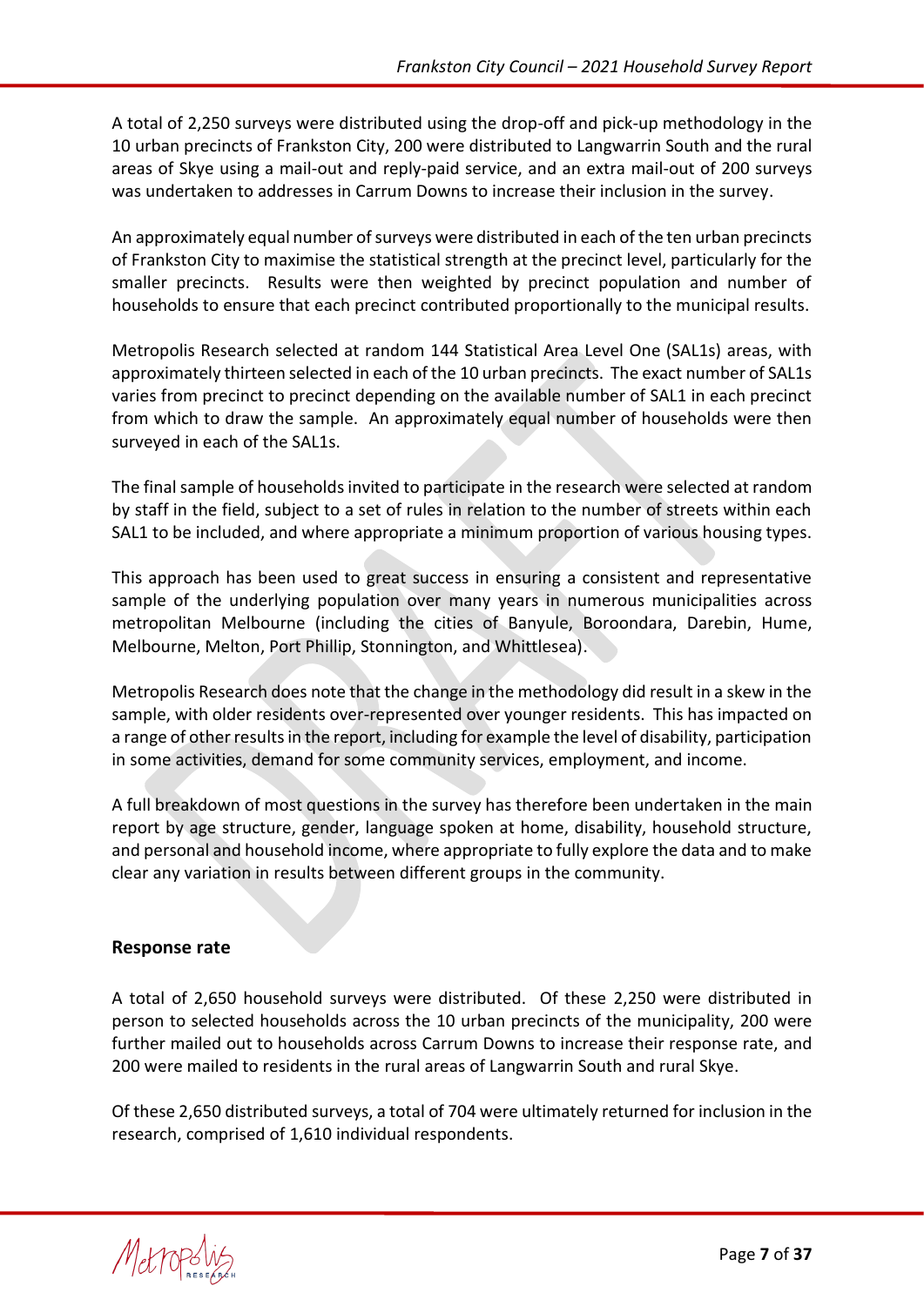A total of 2,250 surveys were distributed using the drop-off and pick-up methodology in the 10 urban precincts of Frankston City, 200 were distributed to Langwarrin South and the rural areas of Skye using a mail-out and reply-paid service, and an extra mail-out of 200 surveys was undertaken to addresses in Carrum Downs to increase their inclusion in the survey.

An approximately equal number of surveys were distributed in each of the ten urban precincts of Frankston City to maximise the statistical strength at the precinct level, particularly for the smaller precincts. Results were then weighted by precinct population and number of households to ensure that each precinct contributed proportionally to the municipal results.

Metropolis Research selected at random 144 Statistical Area Level One (SAL1s) areas, with approximately thirteen selected in each of the 10 urban precincts. The exact number of SAL1s varies from precinct to precinct depending on the available number of SAL1 in each precinct from which to draw the sample. An approximately equal number of households were then surveyed in each of the SAL1s.

The final sample of households invited to participate in the research were selected at random by staff in the field, subject to a set of rules in relation to the number of streets within each SAL1 to be included, and where appropriate a minimum proportion of various housing types.

This approach has been used to great success in ensuring a consistent and representative sample of the underlying population over many years in numerous municipalities across metropolitan Melbourne (including the cities of Banyule, Boroondara, Darebin, Hume, Melbourne, Melton, Port Phillip, Stonnington, and Whittlesea).

Metropolis Research does note that the change in the methodology did result in a skew in the sample, with older residents over-represented over younger residents. This has impacted on a range of other results in the report, including for example the level of disability, participation in some activities, demand for some community services, employment, and income.

A full breakdown of most questions in the survey has therefore been undertaken in the main report by age structure, gender, language spoken at home, disability, household structure, and personal and household income, where appropriate to fully explore the data and to make clear any variation in results between different groups in the community.

## Response rate

A total of 2,650 household surveys were distributed. Of these 2,250 were distributed in person to selected households across the 10 urban precincts of the municipality, 200 were further mailed out to households across Carrum Downs to increase their response rate, and 200 were mailed to residents in the rural areas of Langwarrin South and rural Skye.

Of these 2,650 distributed surveys, a total of 704 were ultimately returned for inclusion in the research, comprised of 1,610 individual respondents.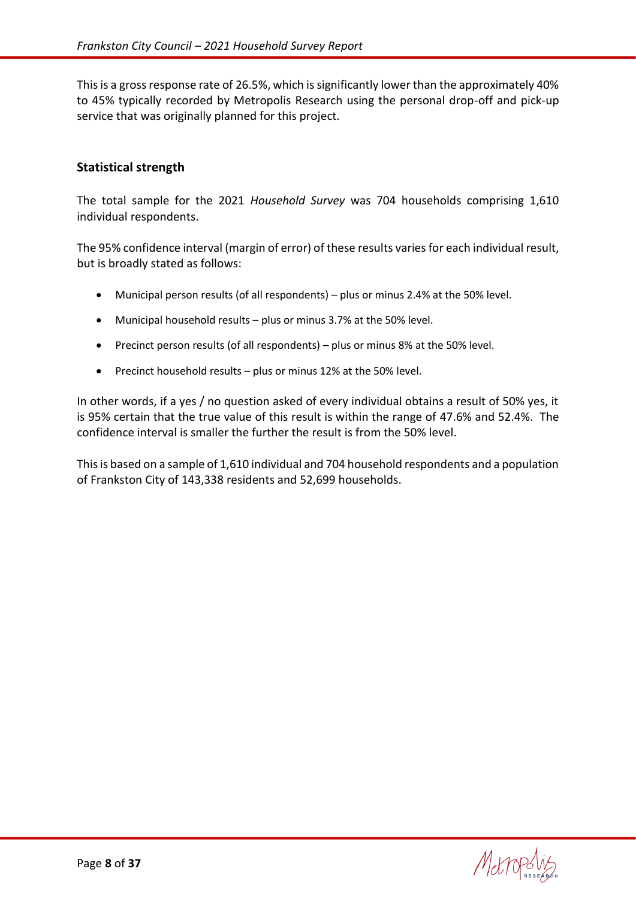This is a gross response rate of 26.5%, which is significantly lower than the approximately 40% to 45% typically recorded by Metropolis Research using the personal drop-off and pick-up service that was originally planned for this project.

## Statistical strength

The total sample for the 2021 *Household Survey* was 704 households comprising 1,610 individual respondents.

The 95% confidence interval (margin of error) of these results varies for each individual result, but is broadly stated as follows:

- Municipal person results (of all respondents) – plus or minus 2.4% at the 50% level.
- Municipal household results – plus or minus 3.7% at the 50% level.
- Precinct person results (of all respondents) – plus or minus 8% at the 50% level.
- Precinct household results – plus or minus 12% at the 50% level.

In other words, if a yes / no question asked of every individual obtains a result of 50% yes, it is 95% certain that the true value of this result is within the range of 47.6% and 52.4%. The confidence interval is smaller the further the result is from the 50% level.

This is based on a sample of 1,610 individual and 704 household respondents and a population of Frankston City of 143,338 residents and 52,699 households.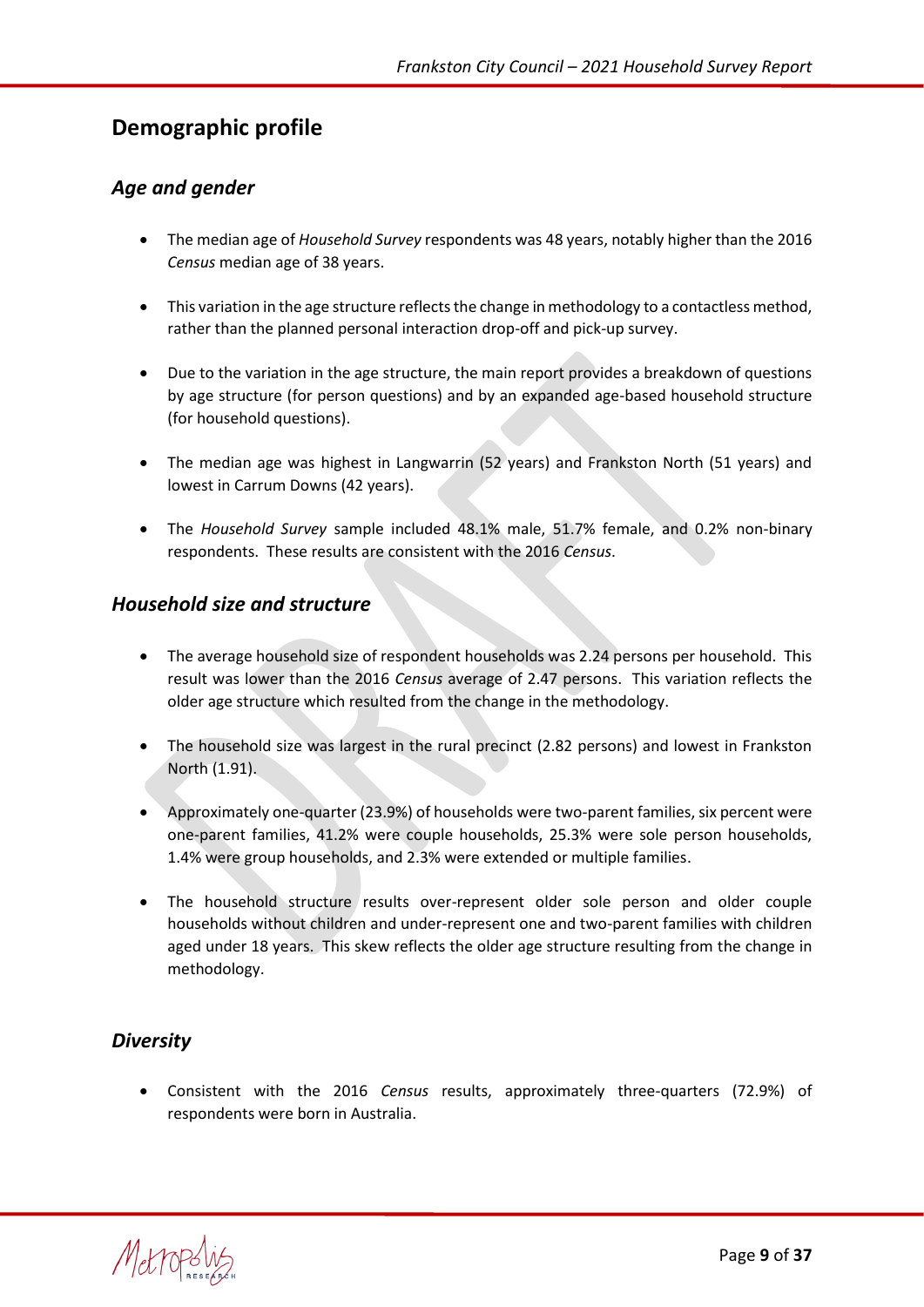# Demographic profile

## *Age and gender*

- The median age of *Household Survey* respondents was 48 years, notably higher than the 2016 *Census* median age of 38 years.

- This variation in the age structure reflects the change in methodology to a contactless method, rather than the planned personal interaction drop-off and pick-up survey.

- Due to the variation in the age structure, the main report provides a breakdown of questions by age structure (for person questions) and by an expanded age-based household structure (for household questions).

- The median age was highest in Langwarrin (52 years) and Frankston North (51 years) and lowest in Carrum Downs (42 years).

- The *Household Survey* sample included 48.1% male, 51.7% female, and 0.2% non-binary respondents. These results are consistent with the 2016 *Census*.

## *Household size and structure*

- The average household size of respondent households was 2.24 persons per household. This result was lower than the 2016 *Census* average of 2.47 persons. This variation reflects the older age structure which resulted from the change in the methodology.

- The household size was largest in the rural precinct (2.82 persons) and lowest in Frankston North (1.91).

- Approximately one-quarter (23.9%) of households were two-parent families, six percent were one-parent families, 41.2% were couple households, 25.3% were sole person households, 1.4% were group households, and 2.3% were extended or multiple families.

- The household structure results over-represent older sole person and older couple households without children and under-represent one and two-parent families with children aged under 18 years. This skew reflects the older age structure resulting from the change in methodology.

## *Diversity*

- Consistent with the 2016 *Census* results, approximately three-quarters (72.9%) of respondents were born in Australia.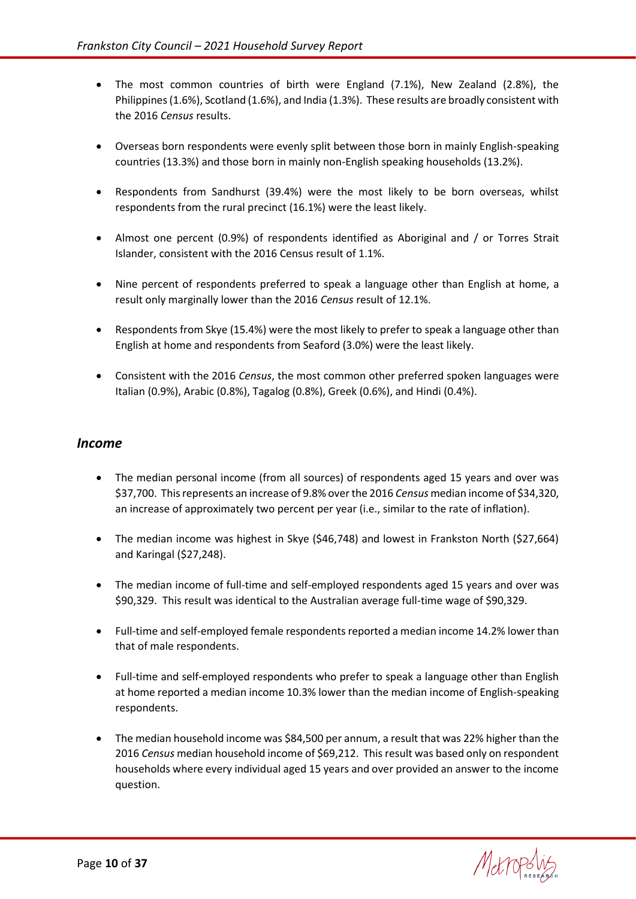- The most common countries of birth were England (7.1%), New Zealand (2.8%), the Philippines (1.6%), Scotland (1.6%), and India (1.3%). These results are broadly consistent with the 2016 *Census* results.

- Overseas born respondents were evenly split between those born in mainly English-speaking countries (13.3%) and those born in mainly non-English speaking households (13.2%).

- Respondents from Sandhurst (39.4%) were the most likely to be born overseas, whilst respondents from the rural precinct (16.1%) were the least likely.

- Almost one percent (0.9%) of respondents identified as Aboriginal and / or Torres Strait Islander, consistent with the 2016 Census result of 1.1%.

- Nine percent of respondents preferred to speak a language other than English at home, a result only marginally lower than the 2016 *Census* result of 12.1%.

- Respondents from Skye (15.4%) were the most likely to prefer to speak a language other than English at home and respondents from Seaford (3.0%) were the least likely.

- Consistent with the 2016 *Census*, the most common other preferred spoken languages were Italian (0.9%), Arabic (0.8%), Tagalog (0.8%), Greek (0.6%), and Hindi (0.4%).

## *Income*

- The median personal income (from all sources) of respondents aged 15 years and over was $37,700. This represents an increase of 9.8% over the 2016 *Census* median income of $34,320, an increase of approximately two percent per year (i.e., similar to the rate of inflation).

- The median income was highest in Skye ($46,748) and lowest in Frankston North ($27,664) and Karingal ($27,248).

- The median income of full-time and self-employed respondents aged 15 years and over was $90,329. This result was identical to the Australian average full-time wage of $90,329.

- Full-time and self-employed female respondents reported a median income 14.2% lower than that of male respondents.

- Full-time and self-employed respondents who prefer to speak a language other than English at home reported a median income 10.3% lower than the median income of English-speaking respondents.

- The median household income was $84,500 per annum, a result that was 22% higher than the 2016 *Census* median household income of $69,212. This result was based only on respondent households where every individual aged 15 years and over provided an answer to the income question.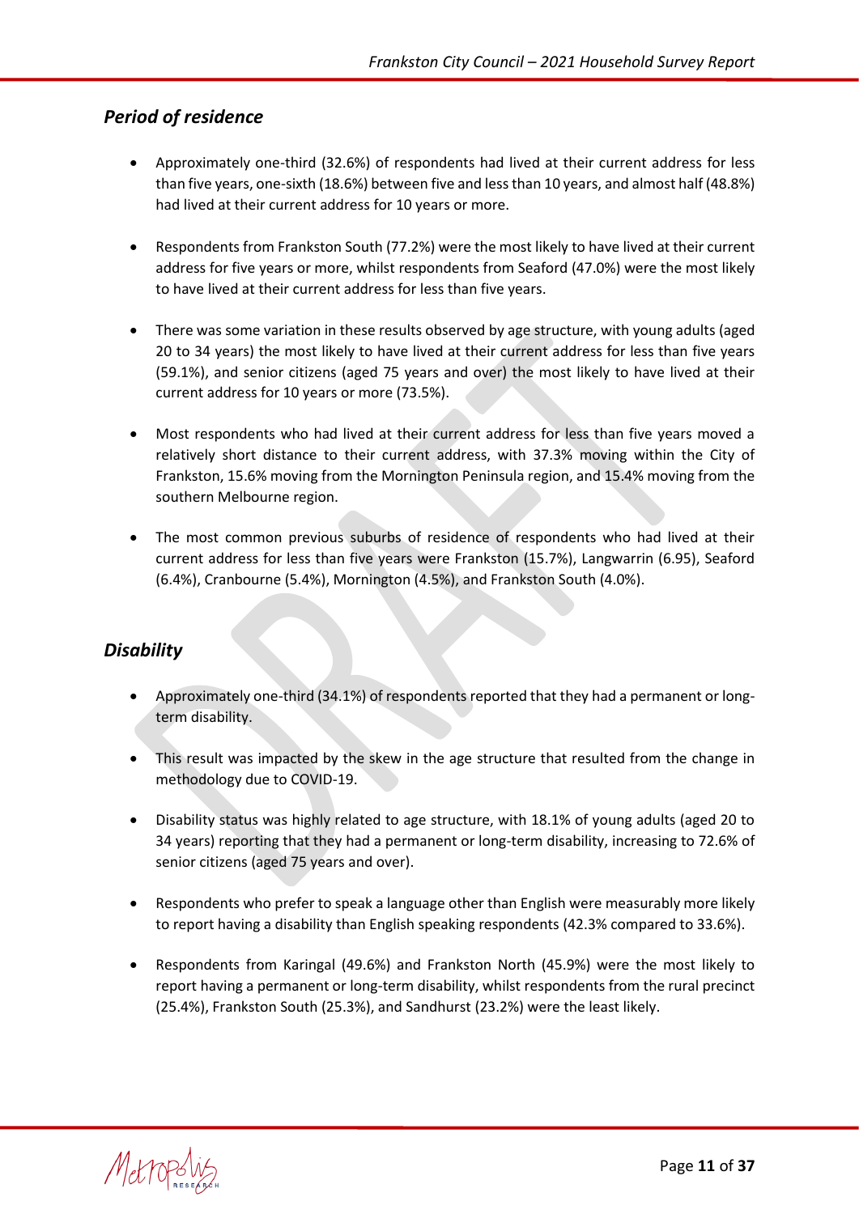## *Period of residence*

- Approximately one-third (32.6%) of respondents had lived at their current address for less than five years, one-sixth (18.6%) between five and less than 10 years, and almost half (48.8%) had lived at their current address for 10 years or more.
- Respondents from Frankston South (77.2%) were the most likely to have lived at their current address for five years or more, whilst respondents from Seaford (47.0%) were the most likely to have lived at their current address for less than five years.
- There was some variation in these results observed by age structure, with young adults (aged 20 to 34 years) the most likely to have lived at their current address for less than five years (59.1%), and senior citizens (aged 75 years and over) the most likely to have lived at their current address for 10 years or more (73.5%).
- Most respondents who had lived at their current address for less than five years moved a relatively short distance to their current address, with 37.3% moving within the City of Frankston, 15.6% moving from the Mornington Peninsula region, and 15.4% moving from the southern Melbourne region.
- The most common previous suburbs of residence of respondents who had lived at their current address for less than five years were Frankston (15.7%), Langwarrin (6.95), Seaford (6.4%), Cranbourne (5.4%), Mornington (4.5%), and Frankston South (4.0%).

## *Disability*

- Approximately one-third (34.1%) of respondents reported that they had a permanent or long-term disability.
- This result was impacted by the skew in the age structure that resulted from the change in methodology due to COVID-19.
- Disability status was highly related to age structure, with 18.1% of young adults (aged 20 to 34 years) reporting that they had a permanent or long-term disability, increasing to 72.6% of senior citizens (aged 75 years and over).
- Respondents who prefer to speak a language other than English were measurably more likely to report having a disability than English speaking respondents (42.3% compared to 33.6%).
- Respondents from Karingal (49.6%) and Frankston North (45.9%) were the most likely to report having a permanent or long-term disability, whilst respondents from the rural precinct (25.4%), Frankston South (25.3%), and Sandhurst (23.2%) were the least likely.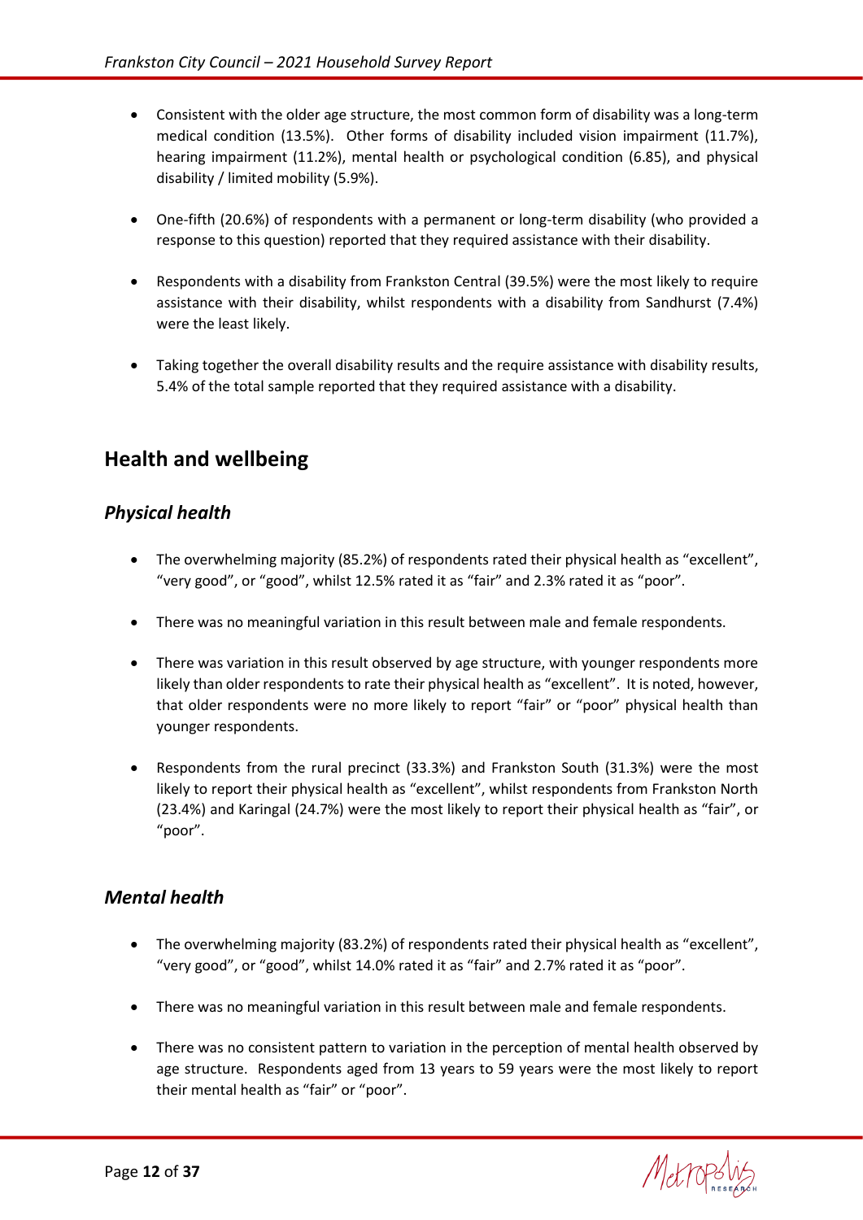- Consistent with the older age structure, the most common form of disability was a long-term medical condition (13.5%). Other forms of disability included vision impairment (11.7%), hearing impairment (11.2%), mental health or psychological condition (6.85), and physical disability / limited mobility (5.9%).

- One-fifth (20.6%) of respondents with a permanent or long-term disability (who provided a response to this question) reported that they required assistance with their disability.

- Respondents with a disability from Frankston Central (39.5%) were the most likely to require assistance with their disability, whilst respondents with a disability from Sandhurst (7.4%) were the least likely.

- Taking together the overall disability results and the require assistance with disability results, 5.4% of the total sample reported that they required assistance with a disability.

## Health and wellbeing

### *Physical health*

- The overwhelming majority (85.2%) of respondents rated their physical health as "excellent", "very good", or "good", whilst 12.5% rated it as "fair" and 2.3% rated it as "poor".

- There was no meaningful variation in this result between male and female respondents.

- There was variation in this result observed by age structure, with younger respondents more likely than older respondents to rate their physical health as "excellent". It is noted, however, that older respondents were no more likely to report "fair" or "poor" physical health than younger respondents.

- Respondents from the rural precinct (33.3%) and Frankston South (31.3%) were the most likely to report their physical health as "excellent", whilst respondents from Frankston North (23.4%) and Karingal (24.7%) were the most likely to report their physical health as "fair", or "poor".

### *Mental health*

- The overwhelming majority (83.2%) of respondents rated their physical health as "excellent", "very good", or "good", whilst 14.0% rated it as "fair" and 2.7% rated it as "poor".

- There was no meaningful variation in this result between male and female respondents.

- There was no consistent pattern to variation in the perception of mental health observed by age structure. Respondents aged from 13 years to 59 years were the most likely to report their mental health as "fair" or "poor".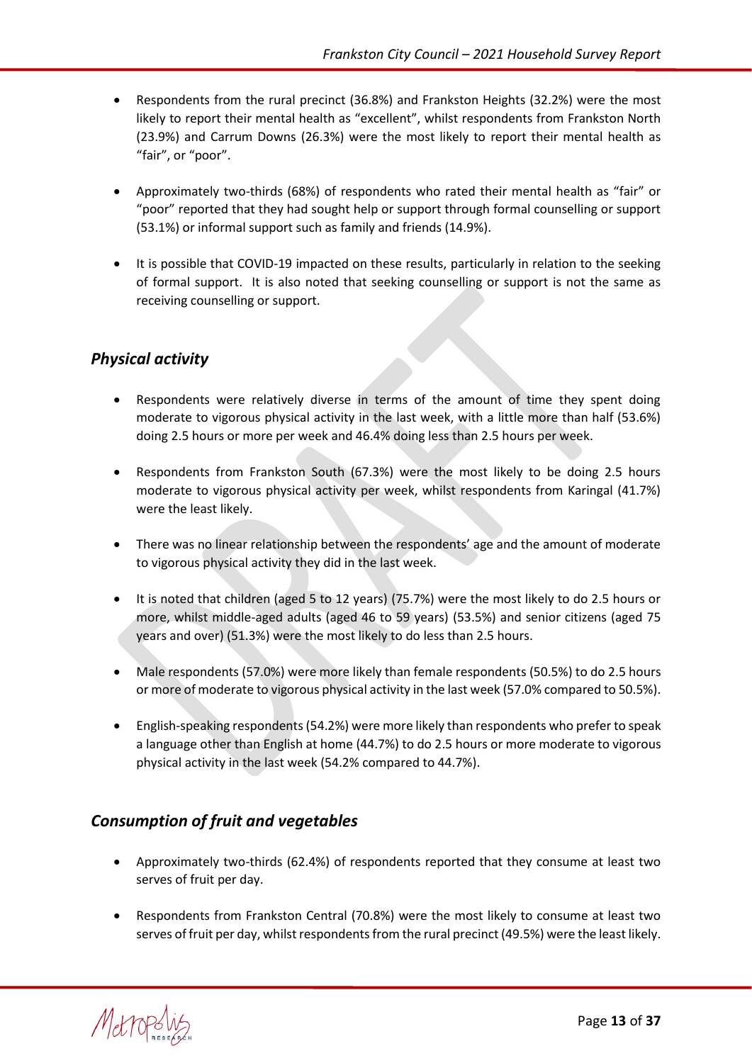- Respondents from the rural precinct (36.8%) and Frankston Heights (32.2%) were the most likely to report their mental health as "excellent", whilst respondents from Frankston North (23.9%) and Carrum Downs (26.3%) were the most likely to report their mental health as "fair", or "poor".

- Approximately two-thirds (68%) of respondents who rated their mental health as "fair" or "poor" reported that they had sought help or support through formal counselling or support (53.1%) or informal support such as family and friends (14.9%).

- It is possible that COVID-19 impacted on these results, particularly in relation to the seeking of formal support. It is also noted that seeking counselling or support is not the same as receiving counselling or support.

## *Physical activity*

- Respondents were relatively diverse in terms of the amount of time they spent doing moderate to vigorous physical activity in the last week, with a little more than half (53.6%) doing 2.5 hours or more per week and 46.4% doing less than 2.5 hours per week.

- Respondents from Frankston South (67.3%) were the most likely to be doing 2.5 hours moderate to vigorous physical activity per week, whilst respondents from Karingal (41.7%) were the least likely.

- There was no linear relationship between the respondents' age and the amount of moderate to vigorous physical activity they did in the last week.

- It is noted that children (aged 5 to 12 years) (75.7%) were the most likely to do 2.5 hours or more, whilst middle-aged adults (aged 46 to 59 years) (53.5%) and senior citizens (aged 75 years and over) (51.3%) were the most likely to do less than 2.5 hours.

- Male respondents (57.0%) were more likely than female respondents (50.5%) to do 2.5 hours or more of moderate to vigorous physical activity in the last week (57.0% compared to 50.5%).

- English-speaking respondents (54.2%) were more likely than respondents who prefer to speak a language other than English at home (44.7%) to do 2.5 hours or more moderate to vigorous physical activity in the last week (54.2% compared to 44.7%).

## *Consumption of fruit and vegetables*

- Approximately two-thirds (62.4%) of respondents reported that they consume at least two serves of fruit per day.

- Respondents from Frankston Central (70.8%) were the most likely to consume at least two serves of fruit per day, whilst respondents from the rural precinct (49.5%) were the least likely.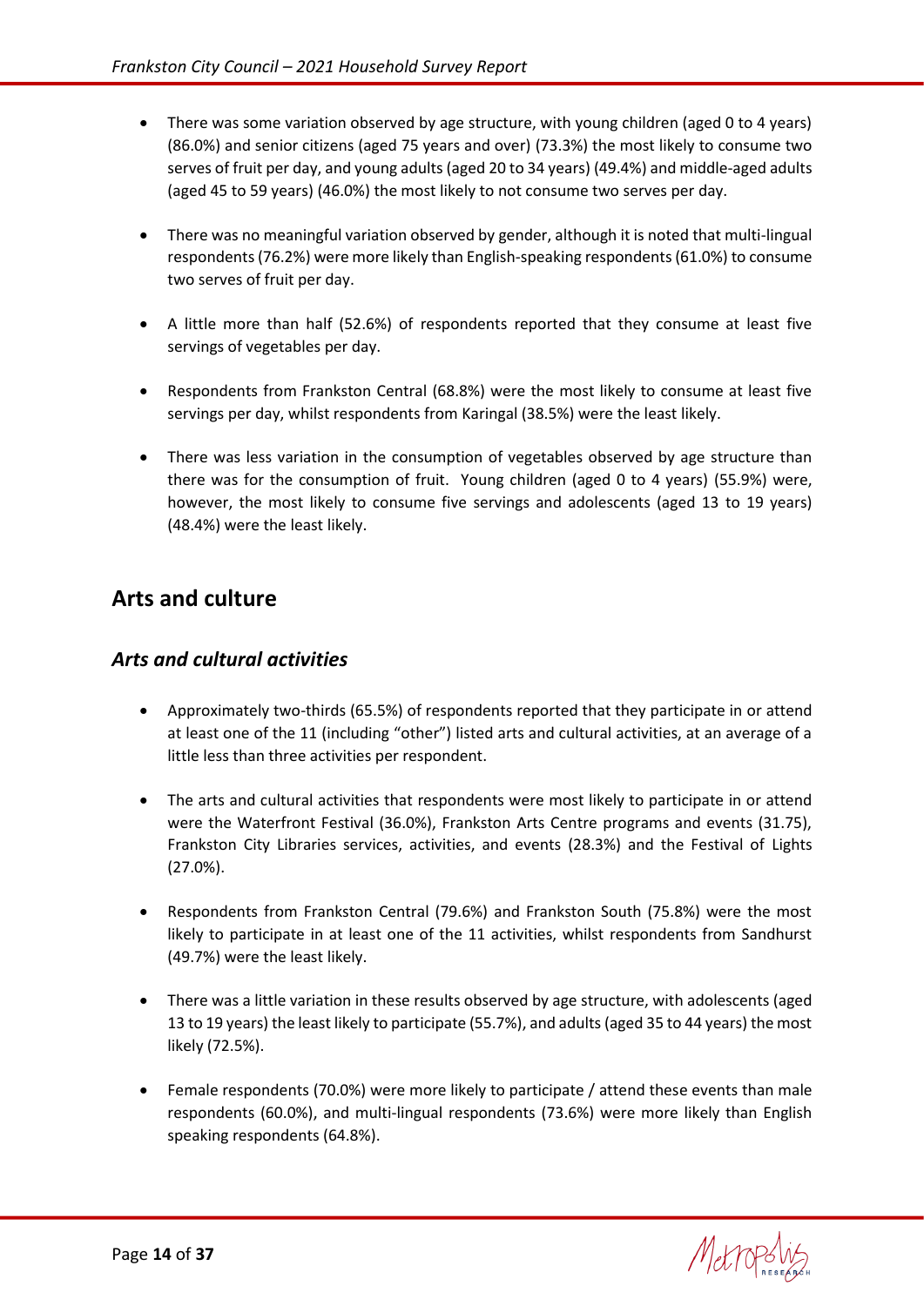- There was some variation observed by age structure, with young children (aged 0 to 4 years) (86.0%) and senior citizens (aged 75 years and over) (73.3%) the most likely to consume two serves of fruit per day, and young adults (aged 20 to 34 years) (49.4%) and middle-aged adults (aged 45 to 59 years) (46.0%) the most likely to not consume two serves per day.

- There was no meaningful variation observed by gender, although it is noted that multi-lingual respondents (76.2%) were more likely than English-speaking respondents (61.0%) to consume two serves of fruit per day.

- A little more than half (52.6%) of respondents reported that they consume at least five servings of vegetables per day.

- Respondents from Frankston Central (68.8%) were the most likely to consume at least five servings per day, whilst respondents from Karingal (38.5%) were the least likely.

- There was less variation in the consumption of vegetables observed by age structure than there was for the consumption of fruit. Young children (aged 0 to 4 years) (55.9%) were, however, the most likely to consume five servings and adolescents (aged 13 to 19 years) (48.4%) were the least likely.

## Arts and culture

### *Arts and cultural activities*

- Approximately two-thirds (65.5%) of respondents reported that they participate in or attend at least one of the 11 (including "other") listed arts and cultural activities, at an average of a little less than three activities per respondent.

- The arts and cultural activities that respondents were most likely to participate in or attend were the Waterfront Festival (36.0%), Frankston Arts Centre programs and events (31.75), Frankston City Libraries services, activities, and events (28.3%) and the Festival of Lights (27.0%).

- Respondents from Frankston Central (79.6%) and Frankston South (75.8%) were the most likely to participate in at least one of the 11 activities, whilst respondents from Sandhurst (49.7%) were the least likely.

- There was a little variation in these results observed by age structure, with adolescents (aged 13 to 19 years) the least likely to participate (55.7%), and adults (aged 35 to 44 years) the most likely (72.5%).

- Female respondents (70.0%) were more likely to participate / attend these events than male respondents (60.0%), and multi-lingual respondents (73.6%) were more likely than English speaking respondents (64.8%).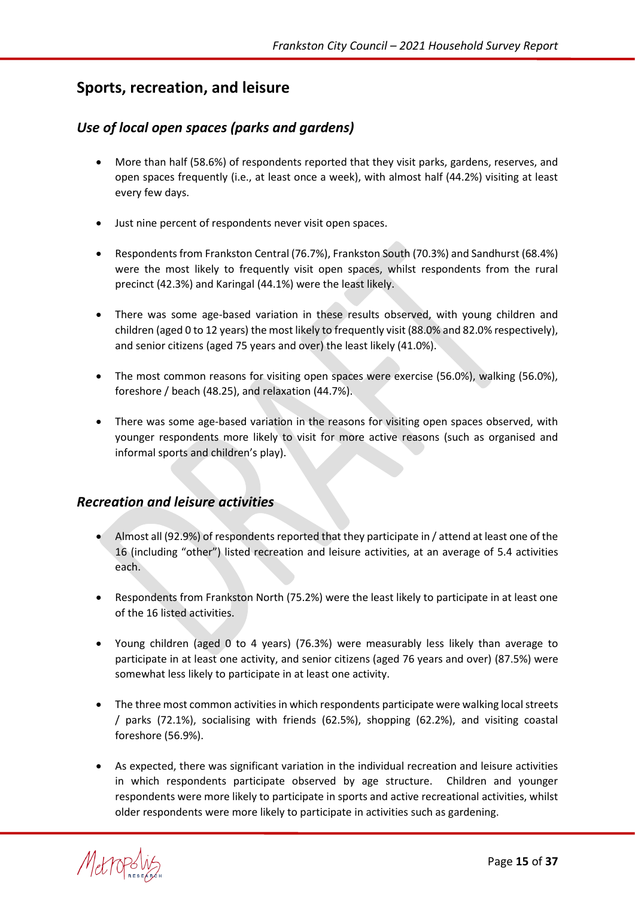## Sports, recreation, and leisure

### *Use of local open spaces (parks and gardens)*

- More than half (58.6%) of respondents reported that they visit parks, gardens, reserves, and open spaces frequently (i.e., at least once a week), with almost half (44.2%) visiting at least every few days.
- Just nine percent of respondents never visit open spaces.
- Respondents from Frankston Central (76.7%), Frankston South (70.3%) and Sandhurst (68.4%) were the most likely to frequently visit open spaces, whilst respondents from the rural precinct (42.3%) and Karingal (44.1%) were the least likely.
- There was some age-based variation in these results observed, with young children and children (aged 0 to 12 years) the most likely to frequently visit (88.0% and 82.0% respectively), and senior citizens (aged 75 years and over) the least likely (41.0%).
- The most common reasons for visiting open spaces were exercise (56.0%), walking (56.0%), foreshore / beach (48.25), and relaxation (44.7%).
- There was some age-based variation in the reasons for visiting open spaces observed, with younger respondents more likely to visit for more active reasons (such as organised and informal sports and children's play).

### *Recreation and leisure activities*

- Almost all (92.9%) of respondents reported that they participate in / attend at least one of the 16 (including "other") listed recreation and leisure activities, at an average of 5.4 activities each.
- Respondents from Frankston North (75.2%) were the least likely to participate in at least one of the 16 listed activities.
- Young children (aged 0 to 4 years) (76.3%) were measurably less likely than average to participate in at least one activity, and senior citizens (aged 76 years and over) (87.5%) were somewhat less likely to participate in at least one activity.
- The three most common activities in which respondents participate were walking local streets / parks (72.1%), socialising with friends (62.5%), shopping (62.2%), and visiting coastal foreshore (56.9%).
- As expected, there was significant variation in the individual recreation and leisure activities in which respondents participate observed by age structure. Children and younger respondents were more likely to participate in sports and active recreational activities, whilst older respondents were more likely to participate in activities such as gardening.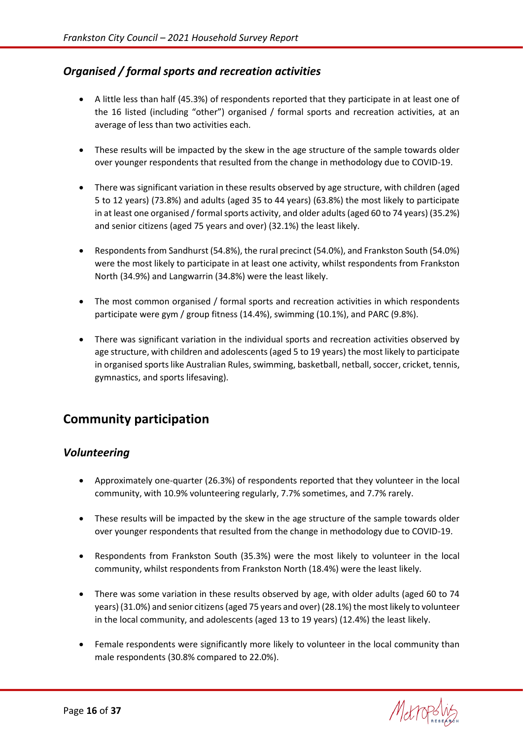### *Organised / formal sports and recreation activities*

- A little less than half (45.3%) of respondents reported that they participate in at least one of the 16 listed (including "other") organised / formal sports and recreation activities, at an average of less than two activities each.

- These results will be impacted by the skew in the age structure of the sample towards older over younger respondents that resulted from the change in methodology due to COVID-19.

- There was significant variation in these results observed by age structure, with children (aged 5 to 12 years) (73.8%) and adults (aged 35 to 44 years) (63.8%) the most likely to participate in at least one organised / formal sports activity, and older adults (aged 60 to 74 years) (35.2%) and senior citizens (aged 75 years and over) (32.1%) the least likely.

- Respondents from Sandhurst (54.8%), the rural precinct (54.0%), and Frankston South (54.0%) were the most likely to participate in at least one activity, whilst respondents from Frankston North (34.9%) and Langwarrin (34.8%) were the least likely.

- The most common organised / formal sports and recreation activities in which respondents participate were gym / group fitness (14.4%), swimming (10.1%), and PARC (9.8%).

- There was significant variation in the individual sports and recreation activities observed by age structure, with children and adolescents (aged 5 to 19 years) the most likely to participate in organised sports like Australian Rules, swimming, basketball, netball, soccer, cricket, tennis, gymnastics, and sports lifesaving).

## Community participation

### *Volunteering*

- Approximately one-quarter (26.3%) of respondents reported that they volunteer in the local community, with 10.9% volunteering regularly, 7.7% sometimes, and 7.7% rarely.

- These results will be impacted by the skew in the age structure of the sample towards older over younger respondents that resulted from the change in methodology due to COVID-19.

- Respondents from Frankston South (35.3%) were the most likely to volunteer in the local community, whilst respondents from Frankston North (18.4%) were the least likely.

- There was some variation in these results observed by age, with older adults (aged 60 to 74 years) (31.0%) and senior citizens (aged 75 years and over) (28.1%) the most likely to volunteer in the local community, and adolescents (aged 13 to 19 years) (12.4%) the least likely.

- Female respondents were significantly more likely to volunteer in the local community than male respondents (30.8% compared to 22.0%).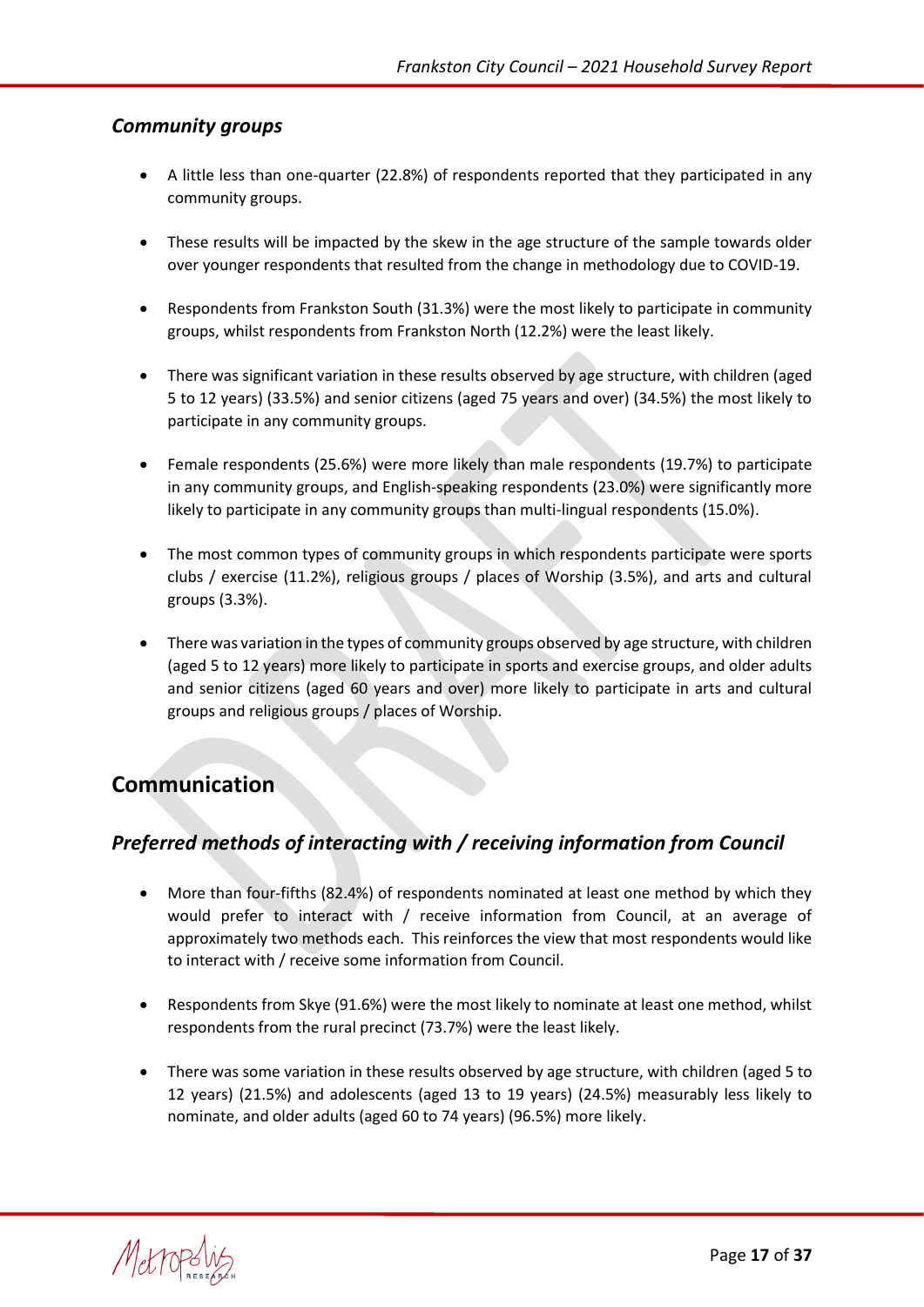### *Community groups*

- A little less than one-quarter (22.8%) of respondents reported that they participated in any community groups.

- These results will be impacted by the skew in the age structure of the sample towards older over younger respondents that resulted from the change in methodology due to COVID-19.

- Respondents from Frankston South (31.3%) were the most likely to participate in community groups, whilst respondents from Frankston North (12.2%) were the least likely.

- There was significant variation in these results observed by age structure, with children (aged 5 to 12 years) (33.5%) and senior citizens (aged 75 years and over) (34.5%) the most likely to participate in any community groups.

- Female respondents (25.6%) were more likely than male respondents (19.7%) to participate in any community groups, and English-speaking respondents (23.0%) were significantly more likely to participate in any community groups than multi-lingual respondents (15.0%).

- The most common types of community groups in which respondents participate were sports clubs / exercise (11.2%), religious groups / places of Worship (3.5%), and arts and cultural groups (3.3%).

- There was variation in the types of community groups observed by age structure, with children (aged 5 to 12 years) more likely to participate in sports and exercise groups, and older adults and senior citizens (aged 60 years and over) more likely to participate in arts and cultural groups and religious groups / places of Worship.

## Communication

### *Preferred methods of interacting with / receiving information from Council*

- More than four-fifths (82.4%) of respondents nominated at least one method by which they would prefer to interact with / receive information from Council, at an average of approximately two methods each. This reinforces the view that most respondents would like to interact with / receive some information from Council.

- Respondents from Skye (91.6%) were the most likely to nominate at least one method, whilst respondents from the rural precinct (73.7%) were the least likely.

- There was some variation in these results observed by age structure, with children (aged 5 to 12 years) (21.5%) and adolescents (aged 13 to 19 years) (24.5%) measurably less likely to nominate, and older adults (aged 60 to 74 years) (96.5%) more likely.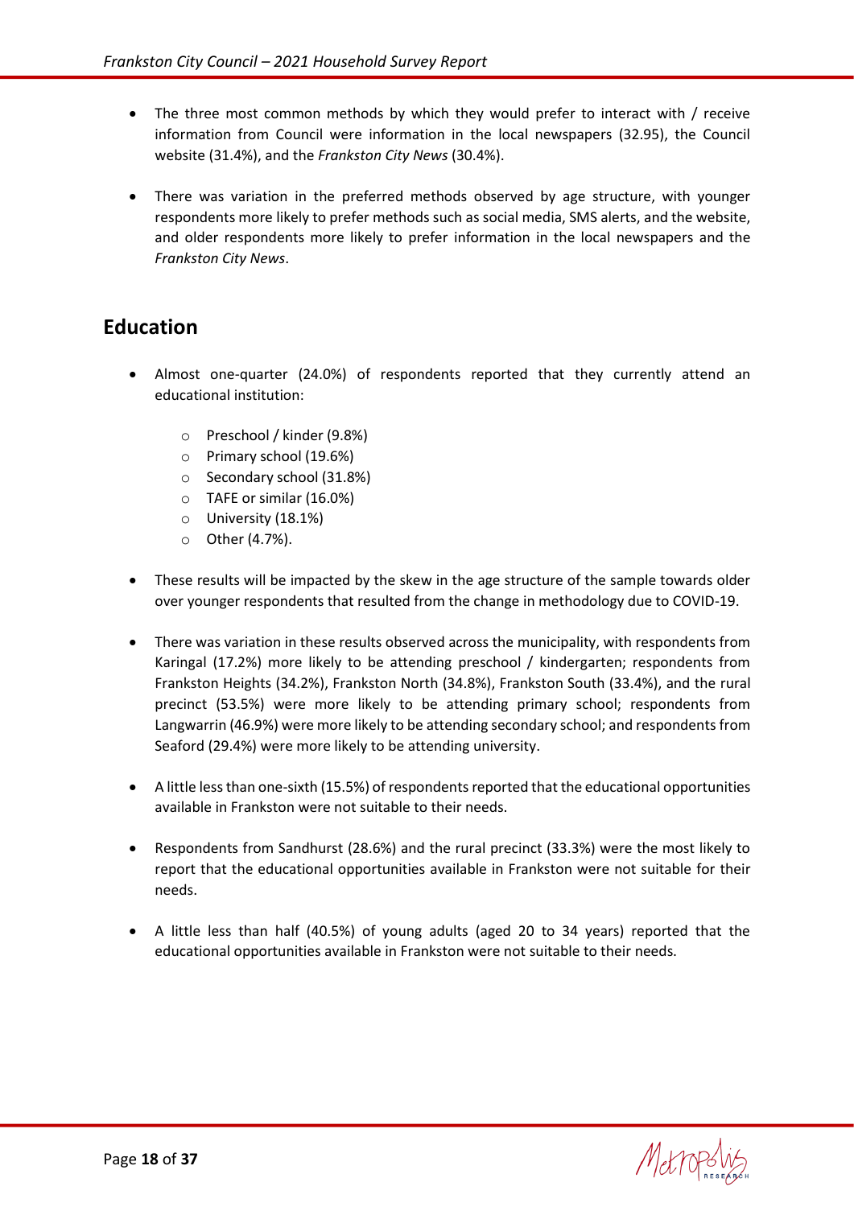- The three most common methods by which they would prefer to interact with / receive information from Council were information in the local newspapers (32.95), the Council website (31.4%), and the *Frankston City News* (30.4%).

- There was variation in the preferred methods observed by age structure, with younger respondents more likely to prefer methods such as social media, SMS alerts, and the website, and older respondents more likely to prefer information in the local newspapers and the *Frankston City News*.

## Education

- Almost one-quarter (24.0%) of respondents reported that they currently attend an educational institution:
    - Preschool / kinder (9.8%)
    - Primary school (19.6%)
    - Secondary school (31.8%)
    - TAFE or similar (16.0%)
    - University (18.1%)
    - Other (4.7%).

- These results will be impacted by the skew in the age structure of the sample towards older over younger respondents that resulted from the change in methodology due to COVID-19.

- There was variation in these results observed across the municipality, with respondents from Karingal (17.2%) more likely to be attending preschool / kindergarten; respondents from Frankston Heights (34.2%), Frankston North (34.8%), Frankston South (33.4%), and the rural precinct (53.5%) were more likely to be attending primary school; respondents from Langwarrin (46.9%) were more likely to be attending secondary school; and respondents from Seaford (29.4%) were more likely to be attending university.

- A little less than one-sixth (15.5%) of respondents reported that the educational opportunities available in Frankston were not suitable to their needs.

- Respondents from Sandhurst (28.6%) and the rural precinct (33.3%) were the most likely to report that the educational opportunities available in Frankston were not suitable for their needs.

- A little less than half (40.5%) of young adults (aged 20 to 34 years) reported that the educational opportunities available in Frankston were not suitable to their needs.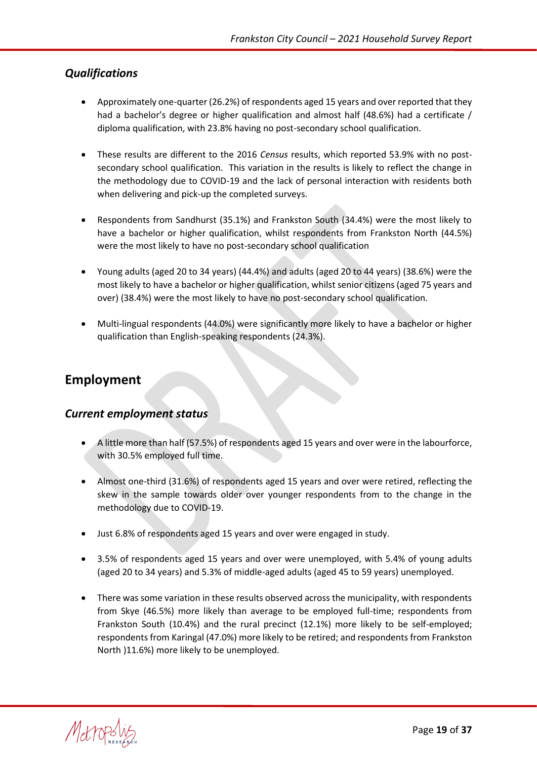### *Qualifications*

- Approximately one-quarter (26.2%) of respondents aged 15 years and over reported that they had a bachelor's degree or higher qualification and almost half (48.6%) had a certificate / diploma qualification, with 23.8% having no post-secondary school qualification.

- These results are different to the 2016 *Census* results, which reported 53.9% with no post-secondary school qualification. This variation in the results is likely to reflect the change in the methodology due to COVID-19 and the lack of personal interaction with residents both when delivering and pick-up the completed surveys.

- Respondents from Sandhurst (35.1%) and Frankston South (34.4%) were the most likely to have a bachelor or higher qualification, whilst respondents from Frankston North (44.5%) were the most likely to have no post-secondary school qualification

- Young adults (aged 20 to 34 years) (44.4%) and adults (aged 20 to 44 years) (38.6%) were the most likely to have a bachelor or higher qualification, whilst senior citizens (aged 75 years and over) (38.4%) were the most likely to have no post-secondary school qualification.

- Multi-lingual respondents (44.0%) were significantly more likely to have a bachelor or higher qualification than English-speaking respondents (24.3%).

## Employment

### *Current employment status*

- A little more than half (57.5%) of respondents aged 15 years and over were in the labourforce, with 30.5% employed full time.

- Almost one-third (31.6%) of respondents aged 15 years and over were retired, reflecting the skew in the sample towards older over younger respondents from to the change in the methodology due to COVID-19.

- Just 6.8% of respondents aged 15 years and over were engaged in study.

- 3.5% of respondents aged 15 years and over were unemployed, with 5.4% of young adults (aged 20 to 34 years) and 5.3% of middle-aged adults (aged 45 to 59 years) unemployed.

- There was some variation in these results observed across the municipality, with respondents from Skye (46.5%) more likely than average to be employed full-time; respondents from Frankston South (10.4%) and the rural precinct (12.1%) more likely to be self-employed; respondents from Karingal (47.0%) more likely to be retired; and respondents from Frankston North )11.6%) more likely to be unemployed.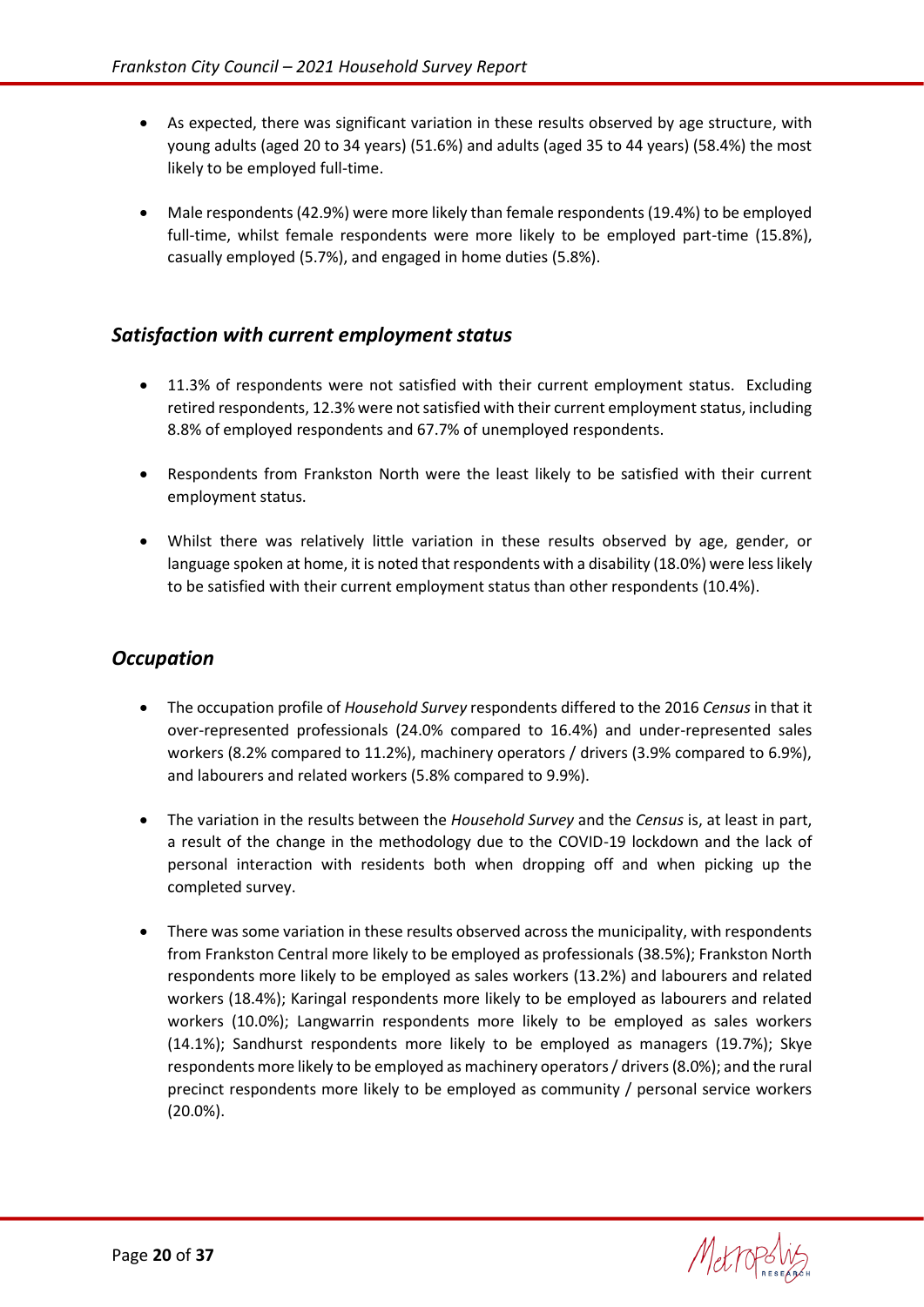- As expected, there was significant variation in these results observed by age structure, with young adults (aged 20 to 34 years) (51.6%) and adults (aged 35 to 44 years) (58.4%) the most likely to be employed full-time.

- Male respondents (42.9%) were more likely than female respondents (19.4%) to be employed full-time, whilst female respondents were more likely to be employed part-time (15.8%), casually employed (5.7%), and engaged in home duties (5.8%).

## *Satisfaction with current employment status*

- 11.3% of respondents were not satisfied with their current employment status. Excluding retired respondents, 12.3% were not satisfied with their current employment status, including 8.8% of employed respondents and 67.7% of unemployed respondents.

- Respondents from Frankston North were the least likely to be satisfied with their current employment status.

- Whilst there was relatively little variation in these results observed by age, gender, or language spoken at home, it is noted that respondents with a disability (18.0%) were less likely to be satisfied with their current employment status than other respondents (10.4%).

## *Occupation*

- The occupation profile of *Household Survey* respondents differed to the 2016 *Census* in that it over-represented professionals (24.0% compared to 16.4%) and under-represented sales workers (8.2% compared to 11.2%), machinery operators / drivers (3.9% compared to 6.9%), and labourers and related workers (5.8% compared to 9.9%).

- The variation in the results between the *Household Survey* and the *Census* is, at least in part, a result of the change in the methodology due to the COVID-19 lockdown and the lack of personal interaction with residents both when dropping off and when picking up the completed survey.

- There was some variation in these results observed across the municipality, with respondents from Frankston Central more likely to be employed as professionals (38.5%); Frankston North respondents more likely to be employed as sales workers (13.2%) and labourers and related workers (18.4%); Karingal respondents more likely to be employed as labourers and related workers (10.0%); Langwarrin respondents more likely to be employed as sales workers (14.1%); Sandhurst respondents more likely to be employed as managers (19.7%); Skye respondents more likely to be employed as machinery operators / drivers (8.0%); and the rural precinct respondents more likely to be employed as community / personal service workers (20.0%).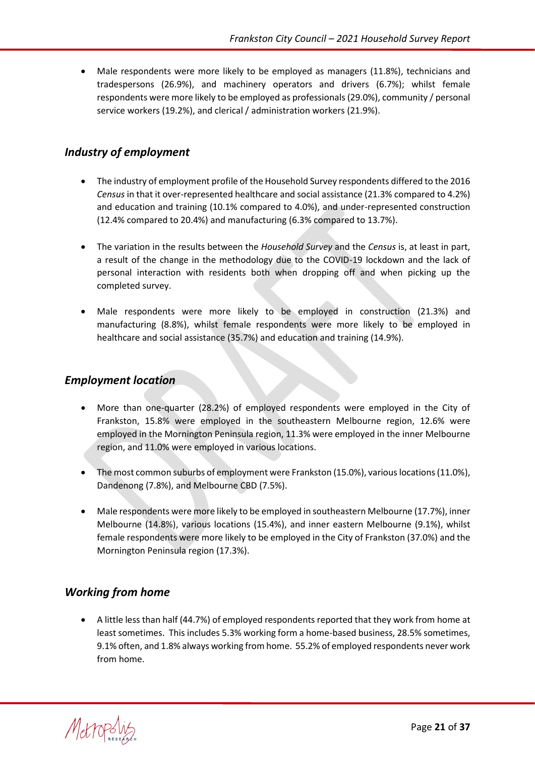- Male respondents were more likely to be employed as managers (11.8%), technicians and tradespersons (26.9%), and machinery operators and drivers (6.7%); whilst female respondents were more likely to be employed as professionals (29.0%), community / personal service workers (19.2%), and clerical / administration workers (21.9%).

## *Industry of employment*

- The industry of employment profile of the Household Survey respondents differed to the 2016 *Census* in that it over-represented healthcare and social assistance (21.3% compared to 4.2%) and education and training (10.1% compared to 4.0%), and under-represented construction (12.4% compared to 20.4%) and manufacturing (6.3% compared to 13.7%).

- The variation in the results between the *Household Survey* and the *Census* is, at least in part, a result of the change in the methodology due to the COVID-19 lockdown and the lack of personal interaction with residents both when dropping off and when picking up the completed survey.

- Male respondents were more likely to be employed in construction (21.3%) and manufacturing (8.8%), whilst female respondents were more likely to be employed in healthcare and social assistance (35.7%) and education and training (14.9%).

## *Employment location*

- More than one-quarter (28.2%) of employed respondents were employed in the City of Frankston, 15.8% were employed in the southeastern Melbourne region, 12.6% were employed in the Mornington Peninsula region, 11.3% were employed in the inner Melbourne region, and 11.0% were employed in various locations.

- The most common suburbs of employment were Frankston (15.0%), various locations (11.0%), Dandenong (7.8%), and Melbourne CBD (7.5%).

- Male respondents were more likely to be employed in southeastern Melbourne (17.7%), inner Melbourne (14.8%), various locations (15.4%), and inner eastern Melbourne (9.1%), whilst female respondents were more likely to be employed in the City of Frankston (37.0%) and the Mornington Peninsula region (17.3%).

## *Working from home*

- A little less than half (44.7%) of employed respondents reported that they work from home at least sometimes. This includes 5.3% working form a home-based business, 28.5% sometimes, 9.1% often, and 1.8% always working from home. 55.2% of employed respondents never work from home.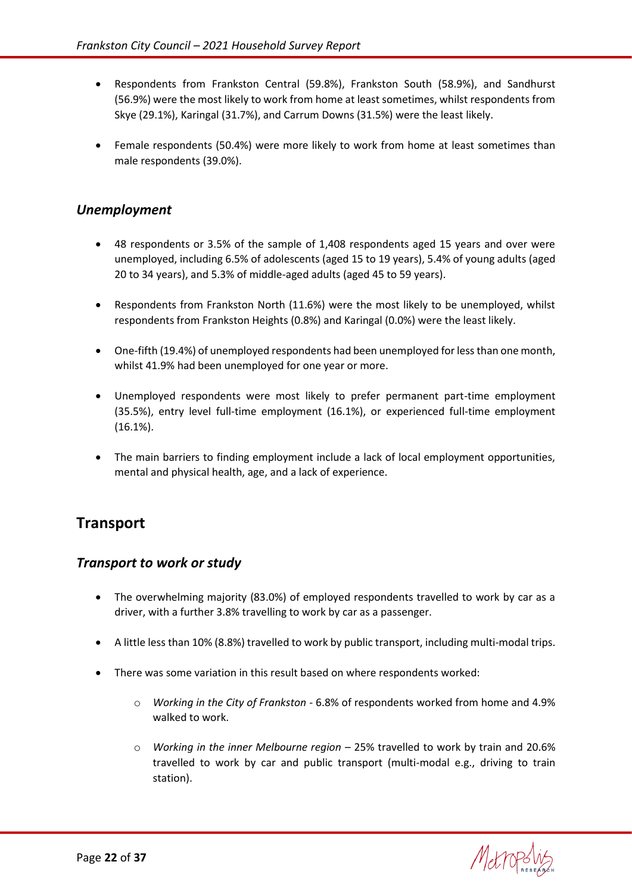- Respondents from Frankston Central (59.8%), Frankston South (58.9%), and Sandhurst (56.9%) were the most likely to work from home at least sometimes, whilst respondents from Skye (29.1%), Karingal (31.7%), and Carrum Downs (31.5%) were the least likely.

- Female respondents (50.4%) were more likely to work from home at least sometimes than male respondents (39.0%).

### *Unemployment*

- 48 respondents or 3.5% of the sample of 1,408 respondents aged 15 years and over were unemployed, including 6.5% of adolescents (aged 15 to 19 years), 5.4% of young adults (aged 20 to 34 years), and 5.3% of middle-aged adults (aged 45 to 59 years).

- Respondents from Frankston North (11.6%) were the most likely to be unemployed, whilst respondents from Frankston Heights (0.8%) and Karingal (0.0%) were the least likely.

- One-fifth (19.4%) of unemployed respondents had been unemployed for less than one month, whilst 41.9% had been unemployed for one year or more.

- Unemployed respondents were most likely to prefer permanent part-time employment (35.5%), entry level full-time employment (16.1%), or experienced full-time employment (16.1%).

- The main barriers to finding employment include a lack of local employment opportunities, mental and physical health, age, and a lack of experience.

## Transport

### *Transport to work or study*

- The overwhelming majority (83.0%) of employed respondents travelled to work by car as a driver, with a further 3.8% travelling to work by car as a passenger.

- A little less than 10% (8.8%) travelled to work by public transport, including multi-modal trips.

- There was some variation in this result based on where respondents worked:

    - *Working in the City of Frankston* - 6.8% of respondents worked from home and 4.9% walked to work.

    - *Working in the inner Melbourne region* – 25% travelled to work by train and 20.6% travelled to work by car and public transport (multi-modal e.g., driving to train station).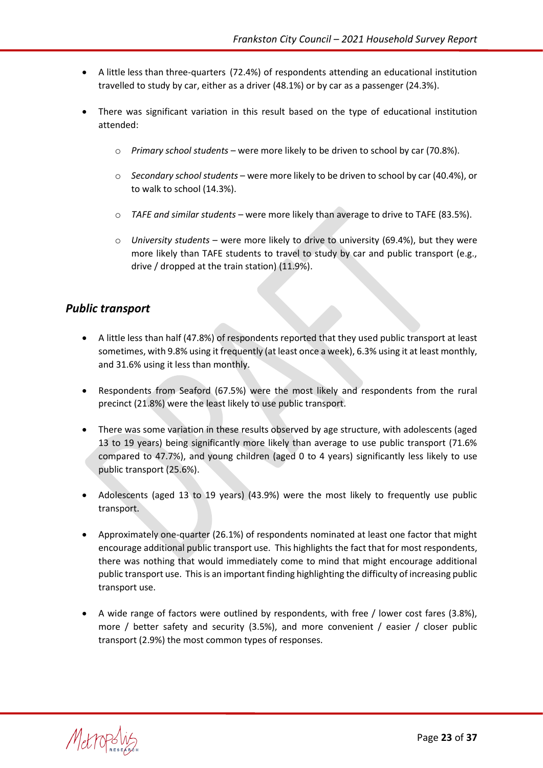- A little less than three-quarters (72.4%) of respondents attending an educational institution travelled to study by car, either as a driver (48.1%) or by car as a passenger (24.3%).

- There was significant variation in this result based on the type of educational institution attended:

  - *Primary school students* – were more likely to be driven to school by car (70.8%).

  - *Secondary school students* – were more likely to be driven to school by car (40.4%), or to walk to school (14.3%).

  - *TAFE and similar students* – were more likely than average to drive to TAFE (83.5%).

  - *University students* – were more likely to drive to university (69.4%), but they were more likely than TAFE students to travel to study by car and public transport (e.g., drive / dropped at the train station) (11.9%).

## *Public transport*

- A little less than half (47.8%) of respondents reported that they used public transport at least sometimes, with 9.8% using it frequently (at least once a week), 6.3% using it at least monthly, and 31.6% using it less than monthly.

- Respondents from Seaford (67.5%) were the most likely and respondents from the rural precinct (21.8%) were the least likely to use public transport.

- There was some variation in these results observed by age structure, with adolescents (aged 13 to 19 years) being significantly more likely than average to use public transport (71.6% compared to 47.7%), and young children (aged 0 to 4 years) significantly less likely to use public transport (25.6%).

- Adolescents (aged 13 to 19 years) (43.9%) were the most likely to frequently use public transport.

- Approximately one-quarter (26.1%) of respondents nominated at least one factor that might encourage additional public transport use. This highlights the fact that for most respondents, there was nothing that would immediately come to mind that might encourage additional public transport use. This is an important finding highlighting the difficulty of increasing public transport use.

- A wide range of factors were outlined by respondents, with free / lower cost fares (3.8%), more / better safety and security (3.5%), and more convenient / easier / closer public transport (2.9%) the most common types of responses.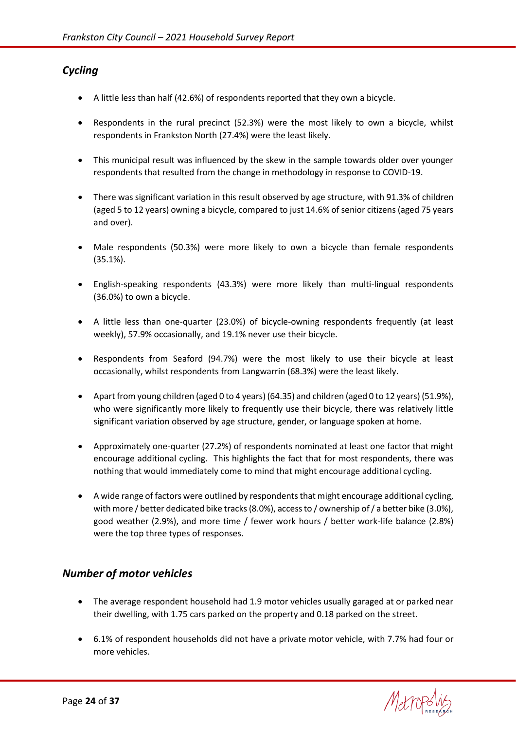## *Cycling*

- A little less than half (42.6%) of respondents reported that they own a bicycle.
- Respondents in the rural precinct (52.3%) were the most likely to own a bicycle, whilst respondents in Frankston North (27.4%) were the least likely.
- This municipal result was influenced by the skew in the sample towards older over younger respondents that resulted from the change in methodology in response to COVID-19.
- There was significant variation in this result observed by age structure, with 91.3% of children (aged 5 to 12 years) owning a bicycle, compared to just 14.6% of senior citizens (aged 75 years and over).
- Male respondents (50.3%) were more likely to own a bicycle than female respondents (35.1%).
- English-speaking respondents (43.3%) were more likely than multi-lingual respondents (36.0%) to own a bicycle.
- A little less than one-quarter (23.0%) of bicycle-owning respondents frequently (at least weekly), 57.9% occasionally, and 19.1% never use their bicycle.
- Respondents from Seaford (94.7%) were the most likely to use their bicycle at least occasionally, whilst respondents from Langwarrin (68.3%) were the least likely.
- Apart from young children (aged 0 to 4 years) (64.35) and children (aged 0 to 12 years) (51.9%), who were significantly more likely to frequently use their bicycle, there was relatively little significant variation observed by age structure, gender, or language spoken at home.
- Approximately one-quarter (27.2%) of respondents nominated at least one factor that might encourage additional cycling. This highlights the fact that for most respondents, there was nothing that would immediately come to mind that might encourage additional cycling.
- A wide range of factors were outlined by respondents that might encourage additional cycling, with more / better dedicated bike tracks (8.0%), access to / ownership of / a better bike (3.0%), good weather (2.9%), and more time / fewer work hours / better work-life balance (2.8%) were the top three types of responses.

## *Number of motor vehicles*

- The average respondent household had 1.9 motor vehicles usually garaged at or parked near their dwelling, with 1.75 cars parked on the property and 0.18 parked on the street.
- 6.1% of respondent households did not have a private motor vehicle, with 7.7% had four or more vehicles.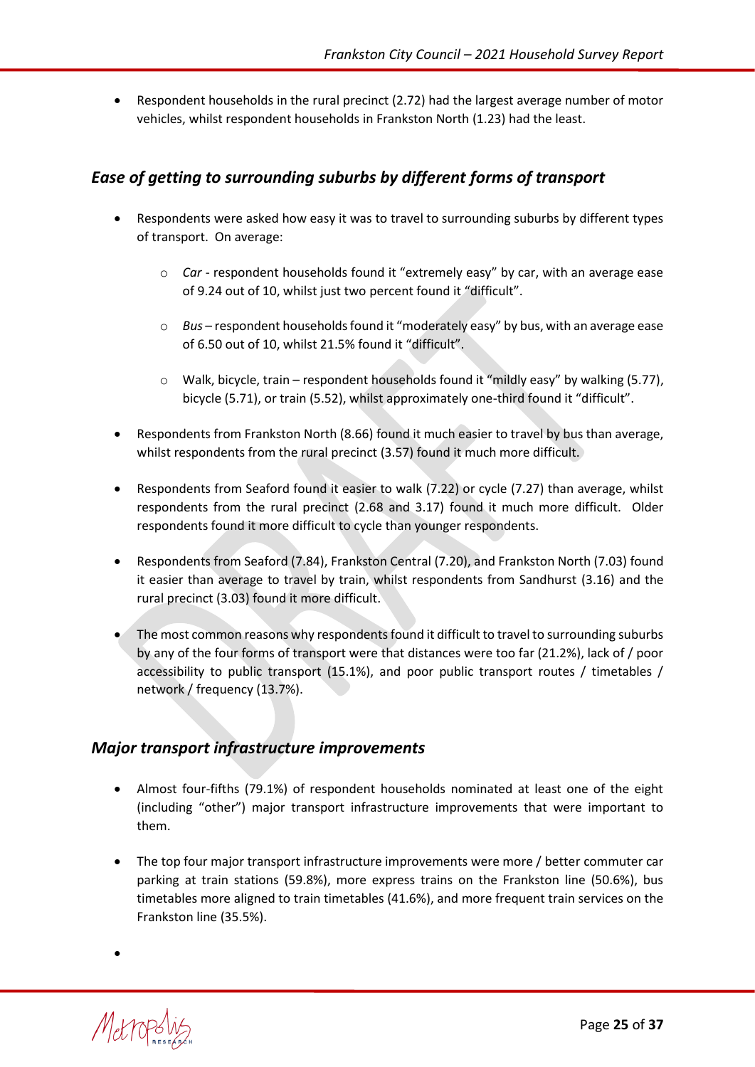- Respondent households in the rural precinct (2.72) had the largest average number of motor vehicles, whilst respondent households in Frankston North (1.23) had the least.

## *Ease of getting to surrounding suburbs by different forms of transport*

- Respondents were asked how easy it was to travel to surrounding suburbs by different types of transport. On average:
    - *Car* - respondent households found it "extremely easy" by car, with an average ease of 9.24 out of 10, whilst just two percent found it "difficult".
    - *Bus* – respondent households found it "moderately easy" by bus, with an average ease of 6.50 out of 10, whilst 21.5% found it "difficult".
    - Walk, bicycle, train – respondent households found it "mildly easy" by walking (5.77), bicycle (5.71), or train (5.52), whilst approximately one-third found it "difficult".
- Respondents from Frankston North (8.66) found it much easier to travel by bus than average, whilst respondents from the rural precinct (3.57) found it much more difficult.
- Respondents from Seaford found it easier to walk (7.22) or cycle (7.27) than average, whilst respondents from the rural precinct (2.68 and 3.17) found it much more difficult. Older respondents found it more difficult to cycle than younger respondents.
- Respondents from Seaford (7.84), Frankston Central (7.20), and Frankston North (7.03) found it easier than average to travel by train, whilst respondents from Sandhurst (3.16) and the rural precinct (3.03) found it more difficult.
- The most common reasons why respondents found it difficult to travel to surrounding suburbs by any of the four forms of transport were that distances were too far (21.2%), lack of / poor accessibility to public transport (15.1%), and poor public transport routes / timetables / network / frequency (13.7%).

## *Major transport infrastructure improvements*

- Almost four-fifths (79.1%) of respondent households nominated at least one of the eight (including "other") major transport infrastructure improvements that were important to them.
- The top four major transport infrastructure improvements were more / better commuter car parking at train stations (59.8%), more express trains on the Frankston line (50.6%), bus timetables more aligned to train timetables (41.6%), and more frequent train services on the Frankston line (35.5%).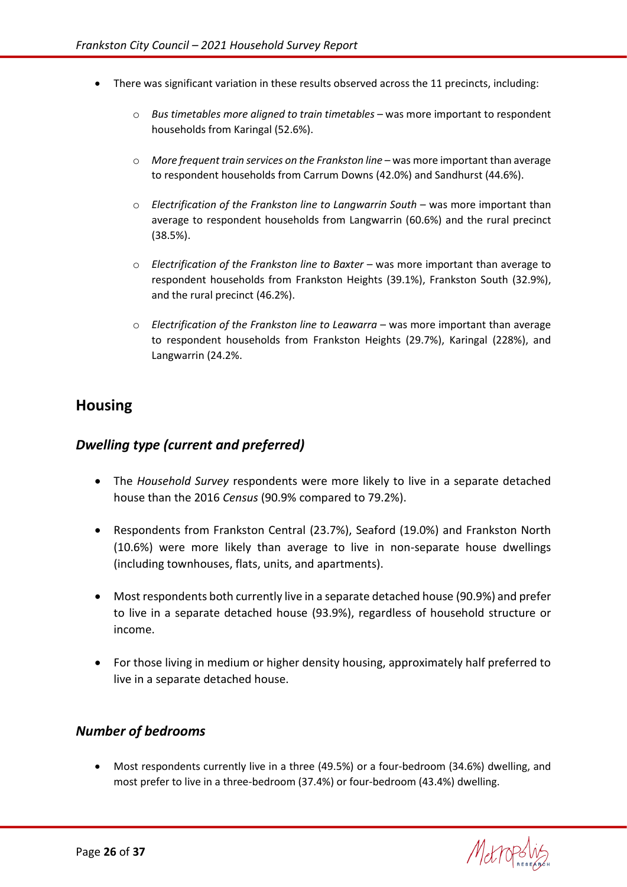- There was significant variation in these results observed across the 11 precincts, including:
    - *Bus timetables more aligned to train timetables* – was more important to respondent households from Karingal (52.6%).
    - *More frequent train services on the Frankston line* – was more important than average to respondent households from Carrum Downs (42.0%) and Sandhurst (44.6%).
    - *Electrification of the Frankston line to Langwarrin South* – was more important than average to respondent households from Langwarrin (60.6%) and the rural precinct (38.5%).
    - *Electrification of the Frankston line to Baxter* – was more important than average to respondent households from Frankston Heights (39.1%), Frankston South (32.9%), and the rural precinct (46.2%).
    - *Electrification of the Frankston line to Leawarra* – was more important than average to respondent households from Frankston Heights (29.7%), Karingal (228%), and Langwarrin (24.2%.

## Housing

### *Dwelling type (current and preferred)*

- The *Household Survey* respondents were more likely to live in a separate detached house than the 2016 *Census* (90.9% compared to 79.2%).
- Respondents from Frankston Central (23.7%), Seaford (19.0%) and Frankston North (10.6%) were more likely than average to live in non-separate house dwellings (including townhouses, flats, units, and apartments).
- Most respondents both currently live in a separate detached house (90.9%) and prefer to live in a separate detached house (93.9%), regardless of household structure or income.
- For those living in medium or higher density housing, approximately half preferred to live in a separate detached house.

### *Number of bedrooms*

- Most respondents currently live in a three (49.5%) or a four-bedroom (34.6%) dwelling, and most prefer to live in a three-bedroom (37.4%) or four-bedroom (43.4%) dwelling.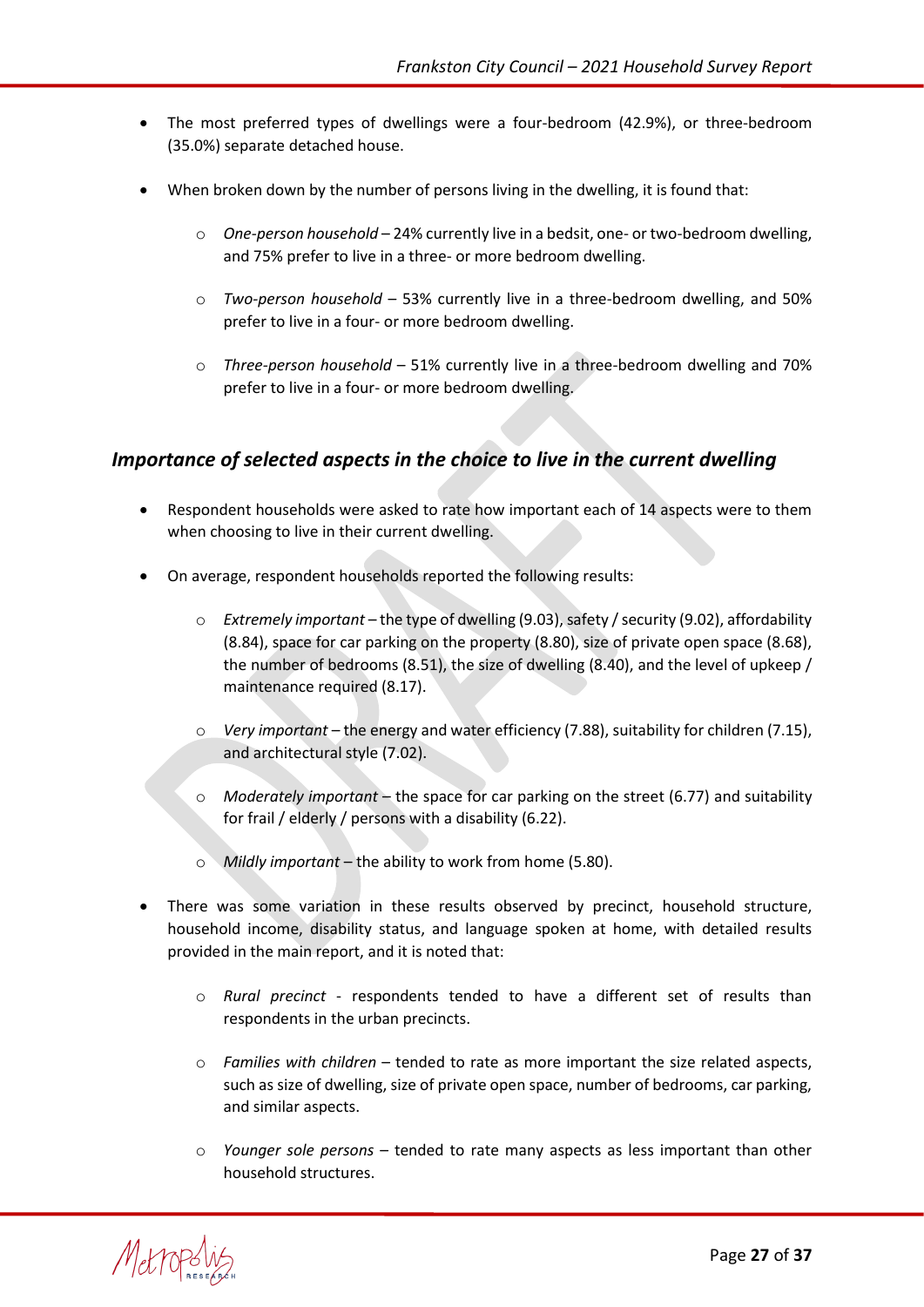- The most preferred types of dwellings were a four-bedroom (42.9%), or three-bedroom (35.0%) separate detached house.

- When broken down by the number of persons living in the dwelling, it is found that:

    - *One-person household* – 24% currently live in a bedsit, one- or two-bedroom dwelling, and 75% prefer to live in a three- or more bedroom dwelling.

    - *Two-person household* – 53% currently live in a three-bedroom dwelling, and 50% prefer to live in a four- or more bedroom dwelling.

    - *Three-person household* – 51% currently live in a three-bedroom dwelling and 70% prefer to live in a four- or more bedroom dwelling.

## *Importance of selected aspects in the choice to live in the current dwelling*

- Respondent households were asked to rate how important each of 14 aspects were to them when choosing to live in their current dwelling.

- On average, respondent households reported the following results:

    - *Extremely important* – the type of dwelling (9.03), safety / security (9.02), affordability (8.84), space for car parking on the property (8.80), size of private open space (8.68), the number of bedrooms (8.51), the size of dwelling (8.40), and the level of upkeep / maintenance required (8.17).

    - *Very important* – the energy and water efficiency (7.88), suitability for children (7.15), and architectural style (7.02).

    - *Moderately important* – the space for car parking on the street (6.77) and suitability for frail / elderly / persons with a disability (6.22).

    - *Mildly important* – the ability to work from home (5.80).

- There was some variation in these results observed by precinct, household structure, household income, disability status, and language spoken at home, with detailed results provided in the main report, and it is noted that:

    - *Rural precinct* - respondents tended to have a different set of results than respondents in the urban precincts.

    - *Families with children* – tended to rate as more important the size related aspects, such as size of dwelling, size of private open space, number of bedrooms, car parking, and similar aspects.

    - *Younger sole persons* – tended to rate many aspects as less important than other household structures.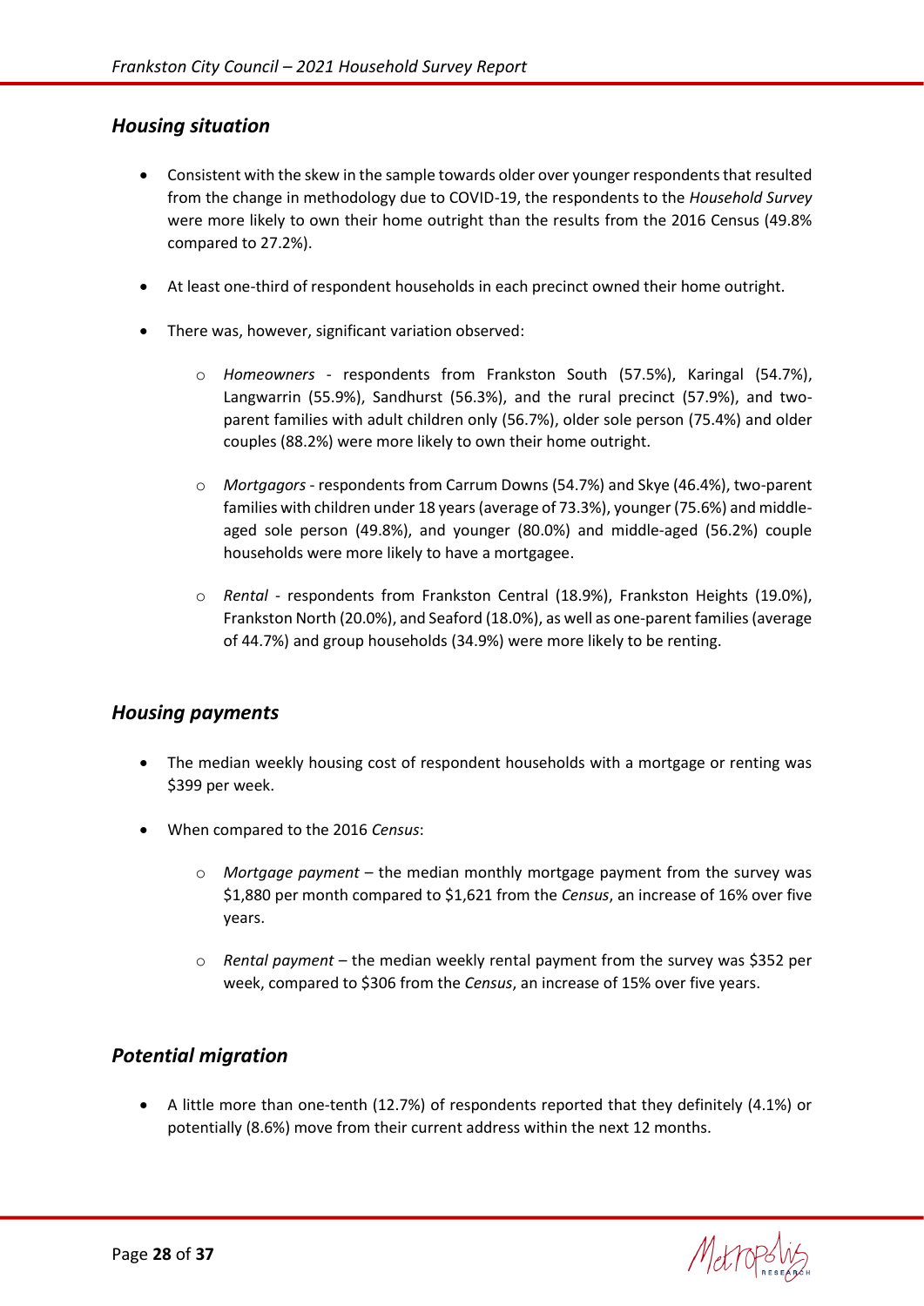## *Housing situation*

- Consistent with the skew in the sample towards older over younger respondents that resulted from the change in methodology due to COVID-19, the respondents to the *Household Survey* were more likely to own their home outright than the results from the 2016 Census (49.8% compared to 27.2%).

- At least one-third of respondent households in each precinct owned their home outright.

- There was, however, significant variation observed:

    - *Homeowners* - respondents from Frankston South (57.5%), Karingal (54.7%), Langwarrin (55.9%), Sandhurst (56.3%), and the rural precinct (57.9%), and two-parent families with adult children only (56.7%), older sole person (75.4%) and older couples (88.2%) were more likely to own their home outright.

    - *Mortgagors* - respondents from Carrum Downs (54.7%) and Skye (46.4%), two-parent families with children under 18 years (average of 73.3%), younger (75.6%) and middle-aged sole person (49.8%), and younger (80.0%) and middle-aged (56.2%) couple households were more likely to have a mortgagee.

    - *Rental* - respondents from Frankston Central (18.9%), Frankston Heights (19.0%), Frankston North (20.0%), and Seaford (18.0%), as well as one-parent families (average of 44.7%) and group households (34.9%) were more likely to be renting.

## *Housing payments*

- The median weekly housing cost of respondent households with a mortgage or renting was $399 per week.

- When compared to the 2016 *Census*:

    - *Mortgage payment* – the median monthly mortgage payment from the survey was $1,880 per month compared to $1,621 from the *Census*, an increase of 16% over five years.

    - *Rental payment* – the median weekly rental payment from the survey was $352 per week, compared to $306 from the *Census*, an increase of 15% over five years.

## *Potential migration*

- A little more than one-tenth (12.7%) of respondents reported that they definitely (4.1%) or potentially (8.6%) move from their current address within the next 12 months.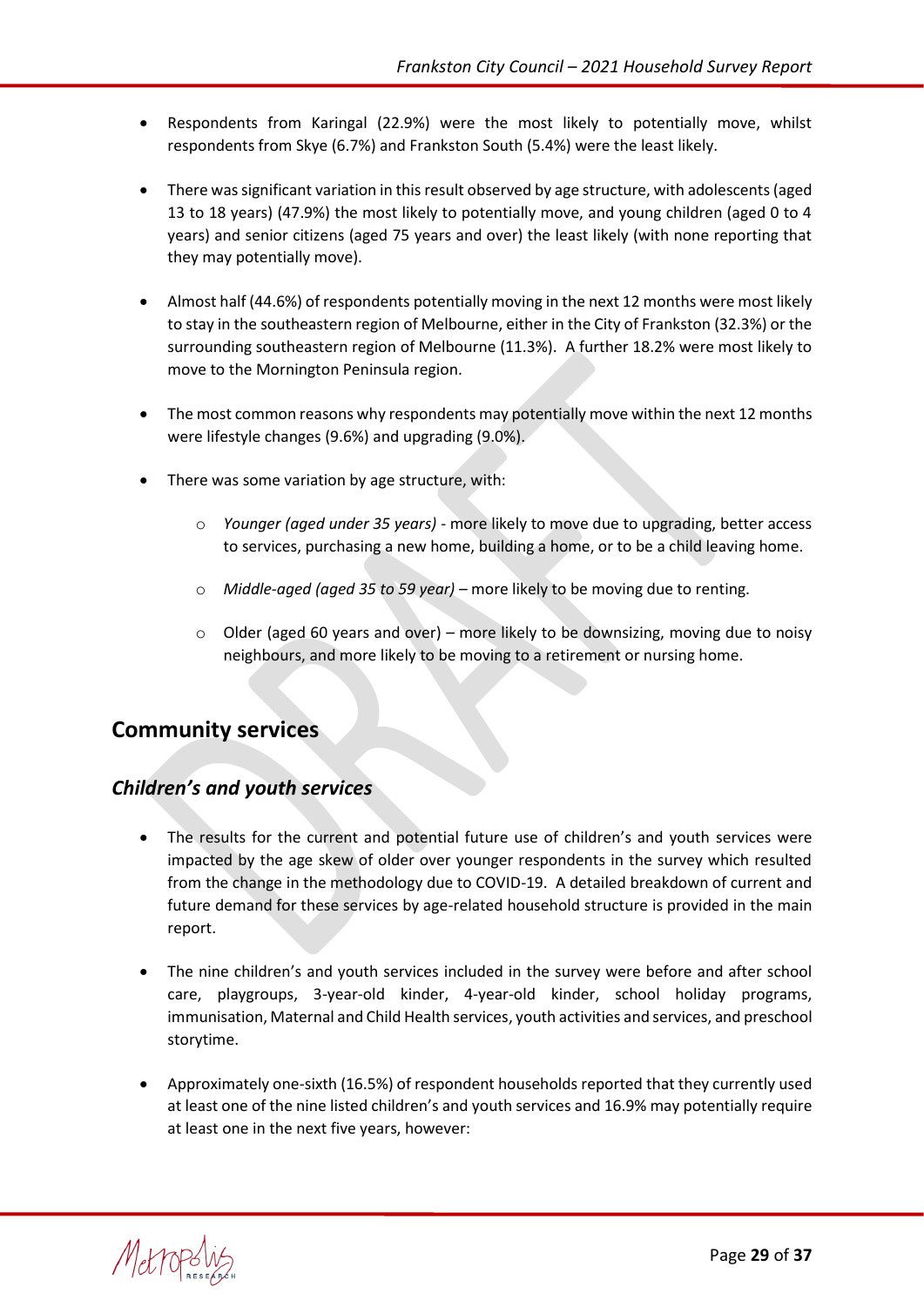- Respondents from Karingal (22.9%) were the most likely to potentially move, whilst respondents from Skye (6.7%) and Frankston South (5.4%) were the least likely.

- There was significant variation in this result observed by age structure, with adolescents (aged 13 to 18 years) (47.9%) the most likely to potentially move, and young children (aged 0 to 4 years) and senior citizens (aged 75 years and over) the least likely (with none reporting that they may potentially move).

- Almost half (44.6%) of respondents potentially moving in the next 12 months were most likely to stay in the southeastern region of Melbourne, either in the City of Frankston (32.3%) or the surrounding southeastern region of Melbourne (11.3%). A further 18.2% were most likely to move to the Mornington Peninsula region.

- The most common reasons why respondents may potentially move within the next 12 months were lifestyle changes (9.6%) and upgrading (9.0%).

- There was some variation by age structure, with:

  - *Younger (aged under 35 years)* - more likely to move due to upgrading, better access to services, purchasing a new home, building a home, or to be a child leaving home.

  - *Middle-aged (aged 35 to 59 year)* – more likely to be moving due to renting.

  - Older (aged 60 years and over) – more likely to be downsizing, moving due to noisy neighbours, and more likely to be moving to a retirement or nursing home.

## Community services

### *Children's and youth services*

- The results for the current and potential future use of children's and youth services were impacted by the age skew of older over younger respondents in the survey which resulted from the change in the methodology due to COVID-19. A detailed breakdown of current and future demand for these services by age-related household structure is provided in the main report.

- The nine children's and youth services included in the survey were before and after school care, playgroups, 3-year-old kinder, 4-year-old kinder, school holiday programs, immunisation, Maternal and Child Health services, youth activities and services, and preschool storytime.

- Approximately one-sixth (16.5%) of respondent households reported that they currently used at least one of the nine listed children's and youth services and 16.9% may potentially require at least one in the next five years, however: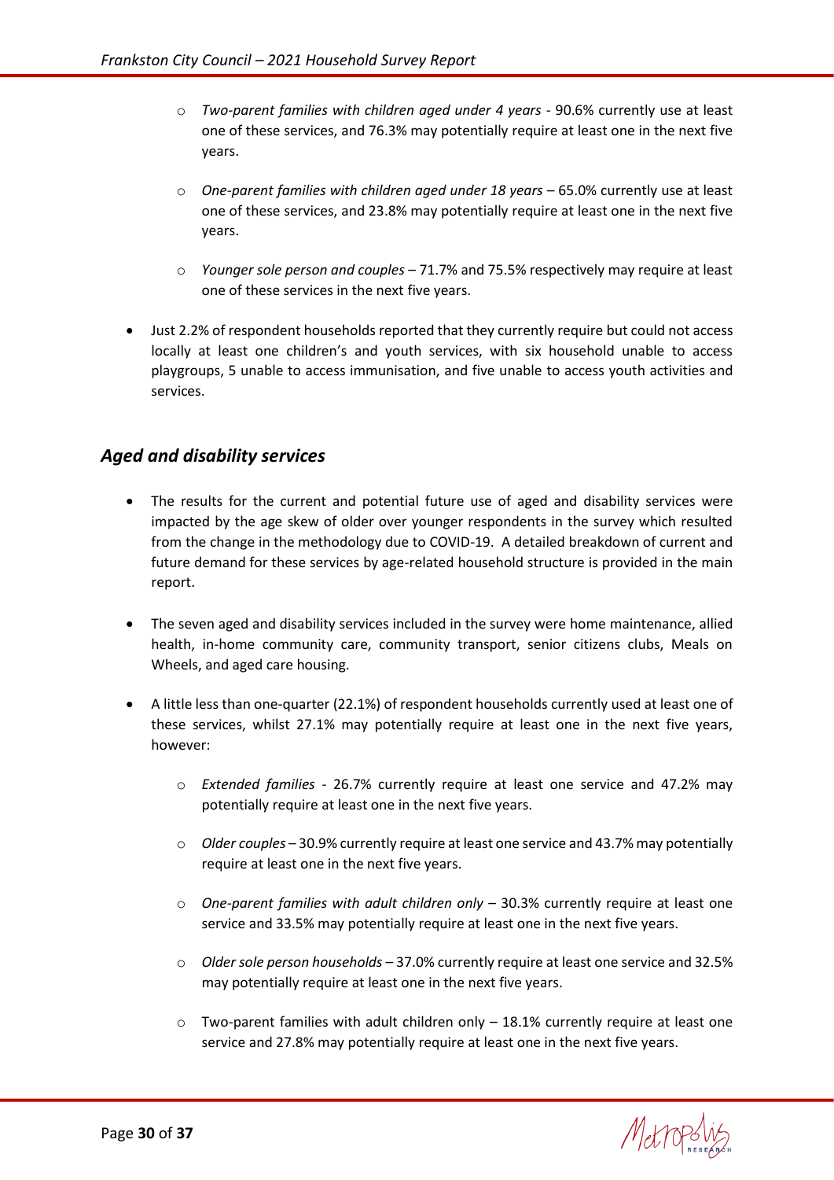- *Two-parent families with children aged under 4 years* - 90.6% currently use at least one of these services, and 76.3% may potentially require at least one in the next five years.

  - *One-parent families with children aged under 18 years* – 65.0% currently use at least one of these services, and 23.8% may potentially require at least one in the next five years.

  - *Younger sole person and couples* – 71.7% and 75.5% respectively may require at least one of these services in the next five years.

- Just 2.2% of respondent households reported that they currently require but could not access locally at least one children's and youth services, with six household unable to access playgroups, 5 unable to access immunisation, and five unable to access youth activities and services.

## *Aged and disability services*

- The results for the current and potential future use of aged and disability services were impacted by the age skew of older over younger respondents in the survey which resulted from the change in the methodology due to COVID-19. A detailed breakdown of current and future demand for these services by age-related household structure is provided in the main report.

- The seven aged and disability services included in the survey were home maintenance, allied health, in-home community care, community transport, senior citizens clubs, Meals on Wheels, and aged care housing.

- A little less than one-quarter (22.1%) of respondent households currently used at least one of these services, whilst 27.1% may potentially require at least one in the next five years, however:

  - *Extended families* - 26.7% currently require at least one service and 47.2% may potentially require at least one in the next five years.

  - *Older couples* – 30.9% currently require at least one service and 43.7% may potentially require at least one in the next five years.

  - *One-parent families with adult children only* – 30.3% currently require at least one service and 33.5% may potentially require at least one in the next five years.

  - *Older sole person households* – 37.0% currently require at least one service and 32.5% may potentially require at least one in the next five years.

  - Two-parent families with adult children only – 18.1% currently require at least one service and 27.8% may potentially require at least one in the next five years.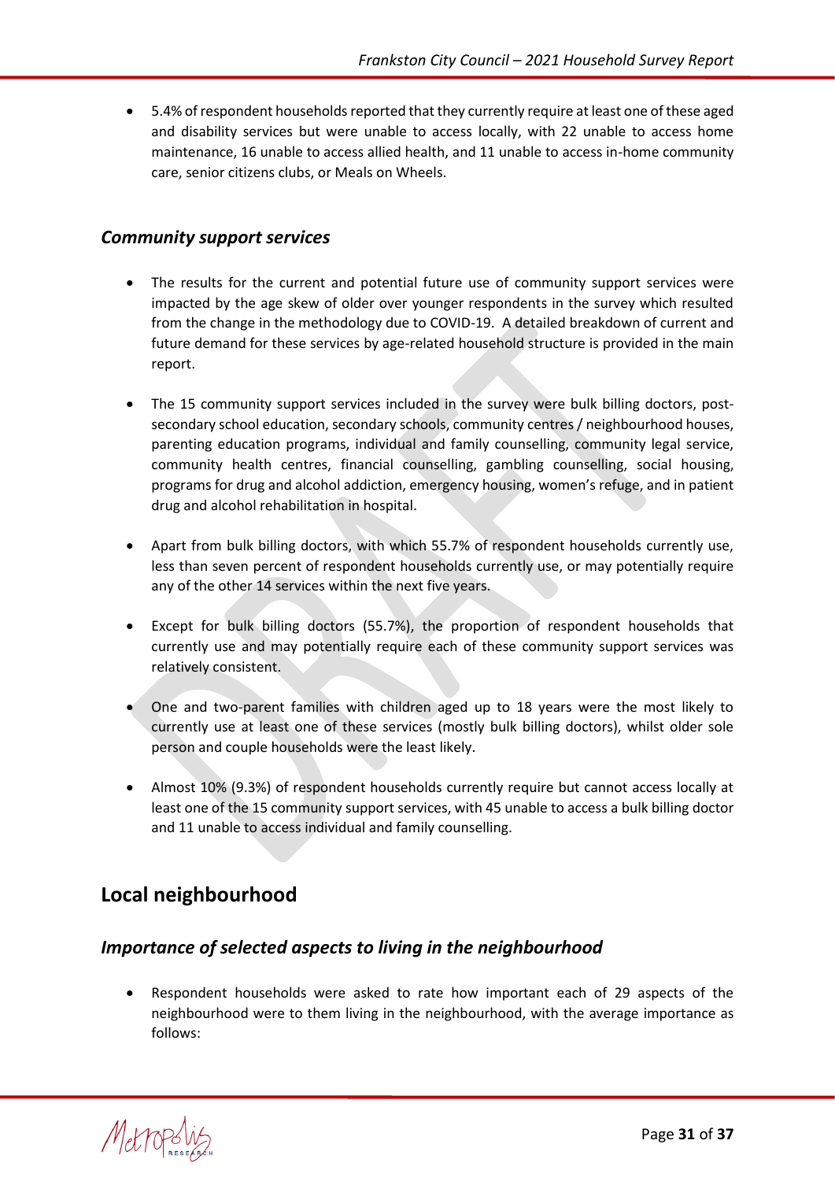- 5.4% of respondent households reported that they currently require at least one of these aged and disability services but were unable to access locally, with 22 unable to access home maintenance, 16 unable to access allied health, and 11 unable to access in-home community care, senior citizens clubs, or Meals on Wheels.

### *Community support services*

- The results for the current and potential future use of community support services were impacted by the age skew of older over younger respondents in the survey which resulted from the change in the methodology due to COVID-19. A detailed breakdown of current and future demand for these services by age-related household structure is provided in the main report.

- The 15 community support services included in the survey were bulk billing doctors, post-secondary school education, secondary schools, community centres / neighbourhood houses, parenting education programs, individual and family counselling, community legal service, community health centres, financial counselling, gambling counselling, social housing, programs for drug and alcohol addiction, emergency housing, women's refuge, and in patient drug and alcohol rehabilitation in hospital.

- Apart from bulk billing doctors, with which 55.7% of respondent households currently use, less than seven percent of respondent households currently use, or may potentially require any of the other 14 services within the next five years.

- Except for bulk billing doctors (55.7%), the proportion of respondent households that currently use and may potentially require each of these community support services was relatively consistent.

- One and two-parent families with children aged up to 18 years were the most likely to currently use at least one of these services (mostly bulk billing doctors), whilst older sole person and couple households were the least likely.

- Almost 10% (9.3%) of respondent households currently require but cannot access locally at least one of the 15 community support services, with 45 unable to access a bulk billing doctor and 11 unable to access individual and family counselling.

## Local neighbourhood

### *Importance of selected aspects to living in the neighbourhood*

- Respondent households were asked to rate how important each of 29 aspects of the neighbourhood were to them living in the neighbourhood, with the average importance as follows: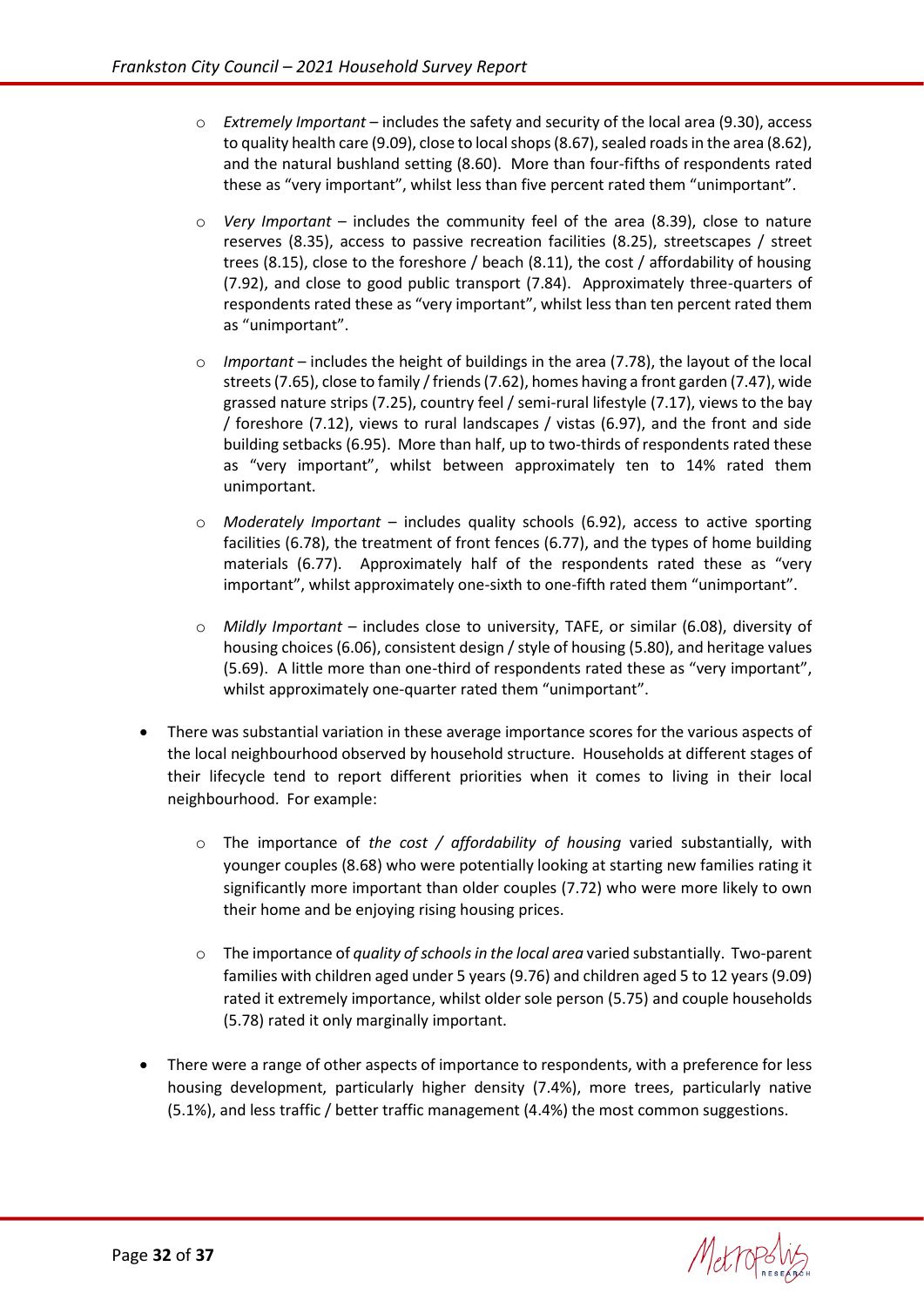- *Extremely Important* – includes the safety and security of the local area (9.30), access to quality health care (9.09), close to local shops (8.67), sealed roads in the area (8.62), and the natural bushland setting (8.60). More than four-fifths of respondents rated these as "very important", whilst less than five percent rated them "unimportant".

  - *Very Important* – includes the community feel of the area (8.39), close to nature reserves (8.35), access to passive recreation facilities (8.25), streetscapes / street trees (8.15), close to the foreshore / beach (8.11), the cost / affordability of housing (7.92), and close to good public transport (7.84). Approximately three-quarters of respondents rated these as "very important", whilst less than ten percent rated them as "unimportant".

  - *Important* – includes the height of buildings in the area (7.78), the layout of the local streets (7.65), close to family / friends (7.62), homes having a front garden (7.47), wide grassed nature strips (7.25), country feel / semi-rural lifestyle (7.17), views to the bay / foreshore (7.12), views to rural landscapes / vistas (6.97), and the front and side building setbacks (6.95). More than half, up to two-thirds of respondents rated these as "very important", whilst between approximately ten to 14% rated them unimportant.

  - *Moderately Important* – includes quality schools (6.92), access to active sporting facilities (6.78), the treatment of front fences (6.77), and the types of home building materials (6.77). Approximately half of the respondents rated these as "very important", whilst approximately one-sixth to one-fifth rated them "unimportant".

  - *Mildly Important* – includes close to university, TAFE, or similar (6.08), diversity of housing choices (6.06), consistent design / style of housing (5.80), and heritage values (5.69). A little more than one-third of respondents rated these as "very important", whilst approximately one-quarter rated them "unimportant".

- There was substantial variation in these average importance scores for the various aspects of the local neighbourhood observed by household structure. Households at different stages of their lifecycle tend to report different priorities when it comes to living in their local neighbourhood. For example:

  - The importance of *the cost / affordability of housing* varied substantially, with younger couples (8.68) who were potentially looking at starting new families rating it significantly more important than older couples (7.72) who were more likely to own their home and be enjoying rising housing prices.

  - The importance of *quality of schools in the local area* varied substantially. Two-parent families with children aged under 5 years (9.76) and children aged 5 to 12 years (9.09) rated it extremely importance, whilst older sole person (5.75) and couple households (5.78) rated it only marginally important.

- There were a range of other aspects of importance to respondents, with a preference for less housing development, particularly higher density (7.4%), more trees, particularly native (5.1%), and less traffic / better traffic management (4.4%) the most common suggestions.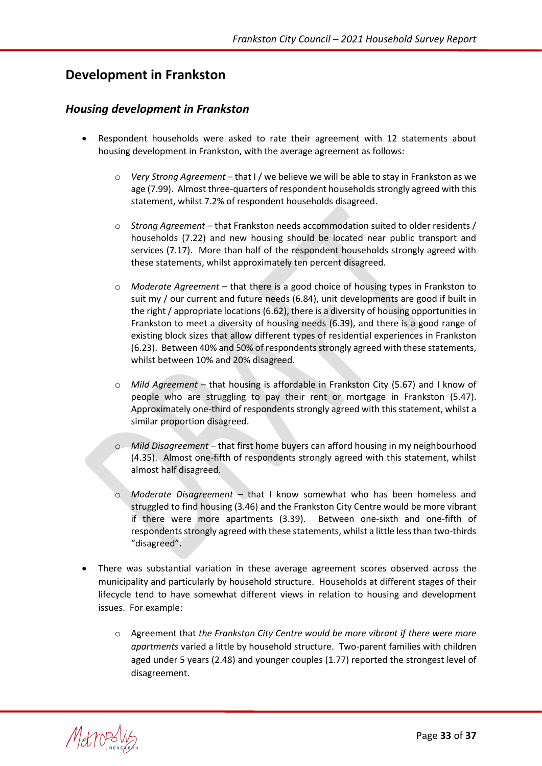# Development in Frankston

## *Housing development in Frankston*

- Respondent households were asked to rate their agreement with 12 statements about housing development in Frankston, with the average agreement as follows:
    - *Very Strong Agreement* – that I / we believe we will be able to stay in Frankston as we age (7.99). Almost three-quarters of respondent households strongly agreed with this statement, whilst 7.2% of respondent households disagreed.
    - *Strong Agreement* – that Frankston needs accommodation suited to older residents / households (7.22) and new housing should be located near public transport and services (7.17). More than half of the respondent households strongly agreed with these statements, whilst approximately ten percent disagreed.
    - *Moderate Agreement* – that there is a good choice of housing types in Frankston to suit my / our current and future needs (6.84), unit developments are good if built in the right / appropriate locations (6.62), there is a diversity of housing opportunities in Frankston to meet a diversity of housing needs (6.39), and there is a good range of existing block sizes that allow different types of residential experiences in Frankston (6.23). Between 40% and 50% of respondents strongly agreed with these statements, whilst between 10% and 20% disagreed.
    - *Mild Agreement* – that housing is affordable in Frankston City (5.67) and I know of people who are struggling to pay their rent or mortgage in Frankston (5.47). Approximately one-third of respondents strongly agreed with this statement, whilst a similar proportion disagreed.
    - *Mild Disagreement* – that first home buyers can afford housing in my neighbourhood (4.35). Almost one-fifth of respondents strongly agreed with this statement, whilst almost half disagreed.
    - *Moderate Disagreement* – that I know somewhat who has been homeless and struggled to find housing (3.46) and the Frankston City Centre would be more vibrant if there were more apartments (3.39). Between one-sixth and one-fifth of respondents strongly agreed with these statements, whilst a little less than two-thirds "disagreed".
- There was substantial variation in these average agreement scores observed across the municipality and particularly by household structure. Households at different stages of their lifecycle tend to have somewhat different views in relation to housing and development issues. For example:
    - Agreement that *the Frankston City Centre would be more vibrant if there were more apartments* varied a little by household structure. Two-parent families with children aged under 5 years (2.48) and younger couples (1.77) reported the strongest level of disagreement.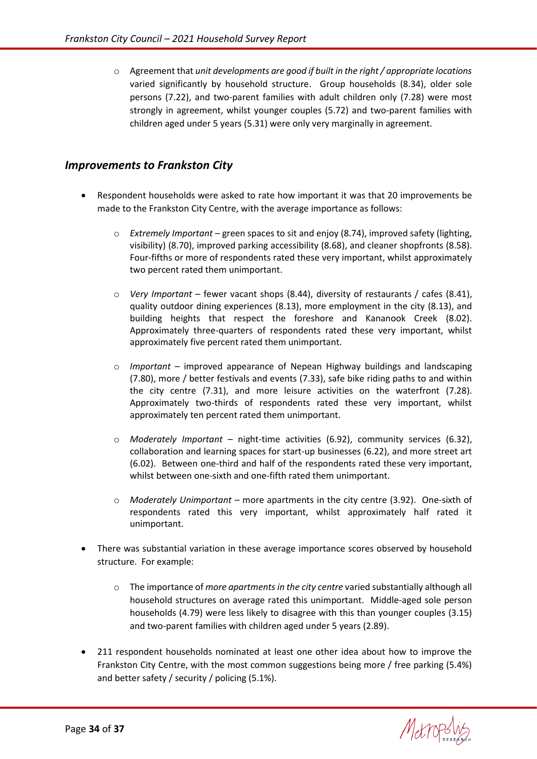- Agreement that *unit developments are good if built in the right / appropriate locations* varied significantly by household structure. Group households (8.34), older sole persons (7.22), and two-parent families with adult children only (7.28) were most strongly in agreement, whilst younger couples (5.72) and two-parent families with children aged under 5 years (5.31) were only very marginally in agreement.

## *Improvements to Frankston City*

- Respondent households were asked to rate how important it was that 20 improvements be made to the Frankston City Centre, with the average importance as follows:
    - *Extremely Important* – green spaces to sit and enjoy (8.74), improved safety (lighting, visibility) (8.70), improved parking accessibility (8.68), and cleaner shopfronts (8.58). Four-fifths or more of respondents rated these very important, whilst approximately two percent rated them unimportant.
    - *Very Important* – fewer vacant shops (8.44), diversity of restaurants / cafes (8.41), quality outdoor dining experiences (8.13), more employment in the city (8.13), and building heights that respect the foreshore and Kananook Creek (8.02). Approximately three-quarters of respondents rated these very important, whilst approximately five percent rated them unimportant.
    - *Important* – improved appearance of Nepean Highway buildings and landscaping (7.80), more / better festivals and events (7.33), safe bike riding paths to and within the city centre (7.31), and more leisure activities on the waterfront (7.28). Approximately two-thirds of respondents rated these very important, whilst approximately ten percent rated them unimportant.
    - *Moderately Important* – night-time activities (6.92), community services (6.32), collaboration and learning spaces for start-up businesses (6.22), and more street art (6.02). Between one-third and half of the respondents rated these very important, whilst between one-sixth and one-fifth rated them unimportant.
    - *Moderately Unimportant* – more apartments in the city centre (3.92). One-sixth of respondents rated this very important, whilst approximately half rated it unimportant.
- There was substantial variation in these average importance scores observed by household structure. For example:
    - The importance of *more apartments in the city centre* varied substantially although all household structures on average rated this unimportant. Middle-aged sole person households (4.79) were less likely to disagree with this than younger couples (3.15) and two-parent families with children aged under 5 years (2.89).
- 211 respondent households nominated at least one other idea about how to improve the Frankston City Centre, with the most common suggestions being more / free parking (5.4%) and better safety / security / policing (5.1%).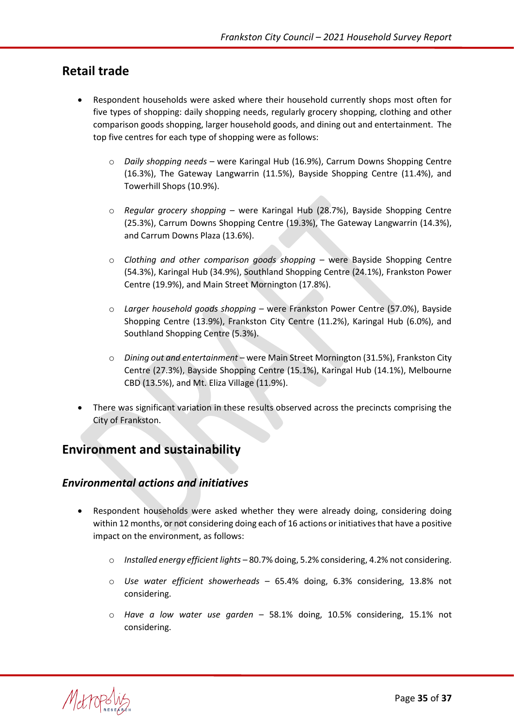## Retail trade

- Respondent households were asked where their household currently shops most often for five types of shopping: daily shopping needs, regularly grocery shopping, clothing and other comparison goods shopping, larger household goods, and dining out and entertainment. The top five centres for each type of shopping were as follows:
  - *Daily shopping needs* – were Karingal Hub (16.9%), Carrum Downs Shopping Centre (16.3%), The Gateway Langwarrin (11.5%), Bayside Shopping Centre (11.4%), and Towerhill Shops (10.9%).
  - *Regular grocery shopping* – were Karingal Hub (28.7%), Bayside Shopping Centre (25.3%), Carrum Downs Shopping Centre (19.3%), The Gateway Langwarrin (14.3%), and Carrum Downs Plaza (13.6%).
  - *Clothing and other comparison goods shopping* – were Bayside Shopping Centre (54.3%), Karingal Hub (34.9%), Southland Shopping Centre (24.1%), Frankston Power Centre (19.9%), and Main Street Mornington (17.8%).
  - *Larger household goods shopping* – were Frankston Power Centre (57.0%), Bayside Shopping Centre (13.9%), Frankston City Centre (11.2%), Karingal Hub (6.0%), and Southland Shopping Centre (5.3%).
  - *Dining out and entertainment* – were Main Street Mornington (31.5%), Frankston City Centre (27.3%), Bayside Shopping Centre (15.1%), Karingal Hub (14.1%), Melbourne CBD (13.5%), and Mt. Eliza Village (11.9%).
- There was significant variation in these results observed across the precincts comprising the City of Frankston.

## Environment and sustainability

### *Environmental actions and initiatives*

- Respondent households were asked whether they were already doing, considering doing within 12 months, or not considering doing each of 16 actions or initiatives that have a positive impact on the environment, as follows:
  - *Installed energy efficient lights* – 80.7% doing, 5.2% considering, 4.2% not considering.
  - *Use water efficient showerheads* – 65.4% doing, 6.3% considering, 13.8% not considering.
  - *Have a low water use garden* – 58.1% doing, 10.5% considering, 15.1% not considering.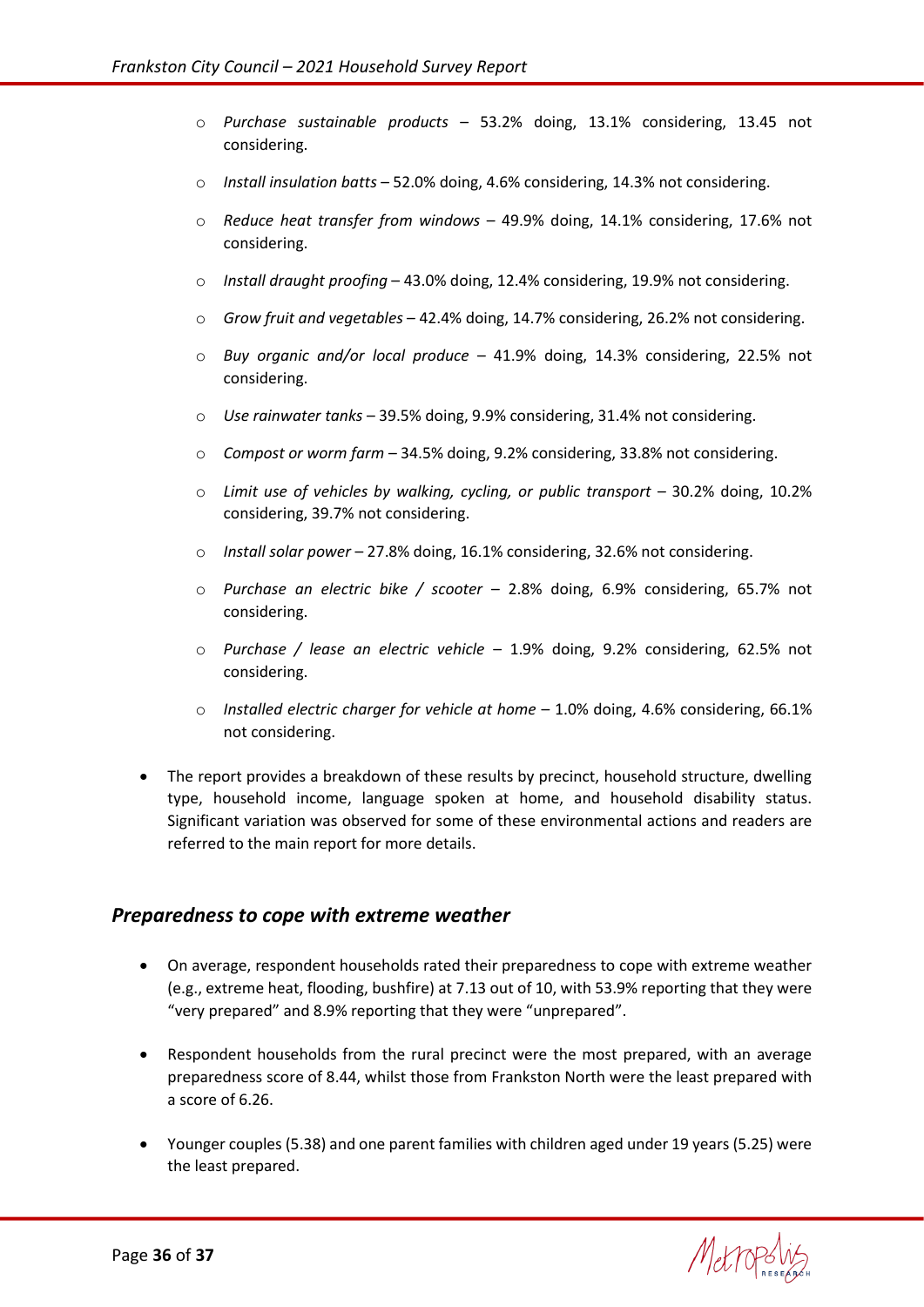- *Purchase sustainable products* – 53.2% doing, 13.1% considering, 13.45 not considering.
- *Install insulation batts* – 52.0% doing, 4.6% considering, 14.3% not considering.
- *Reduce heat transfer from windows* – 49.9% doing, 14.1% considering, 17.6% not considering.
- *Install draught proofing* – 43.0% doing, 12.4% considering, 19.9% not considering.
- *Grow fruit and vegetables* – 42.4% doing, 14.7% considering, 26.2% not considering.
- *Buy organic and/or local produce* – 41.9% doing, 14.3% considering, 22.5% not considering.
- *Use rainwater tanks* – 39.5% doing, 9.9% considering, 31.4% not considering.
- *Compost or worm farm* – 34.5% doing, 9.2% considering, 33.8% not considering.
- *Limit use of vehicles by walking, cycling, or public transport* – 30.2% doing, 10.2% considering, 39.7% not considering.
- *Install solar power* – 27.8% doing, 16.1% considering, 32.6% not considering.
- *Purchase an electric bike / scooter* – 2.8% doing, 6.9% considering, 65.7% not considering.
- *Purchase / lease an electric vehicle* – 1.9% doing, 9.2% considering, 62.5% not considering.
- *Installed electric charger for vehicle at home* – 1.0% doing, 4.6% considering, 66.1% not considering.

- The report provides a breakdown of these results by precinct, household structure, dwelling type, household income, language spoken at home, and household disability status. Significant variation was observed for some of these environmental actions and readers are referred to the main report for more details.

## *Preparedness to cope with extreme weather*

- On average, respondent households rated their preparedness to cope with extreme weather (e.g., extreme heat, flooding, bushfire) at 7.13 out of 10, with 53.9% reporting that they were "very prepared" and 8.9% reporting that they were "unprepared".
- Respondent households from the rural precinct were the most prepared, with an average preparedness score of 8.44, whilst those from Frankston North were the least prepared with a score of 6.26.
- Younger couples (5.38) and one parent families with children aged under 19 years (5.25) were the least prepared.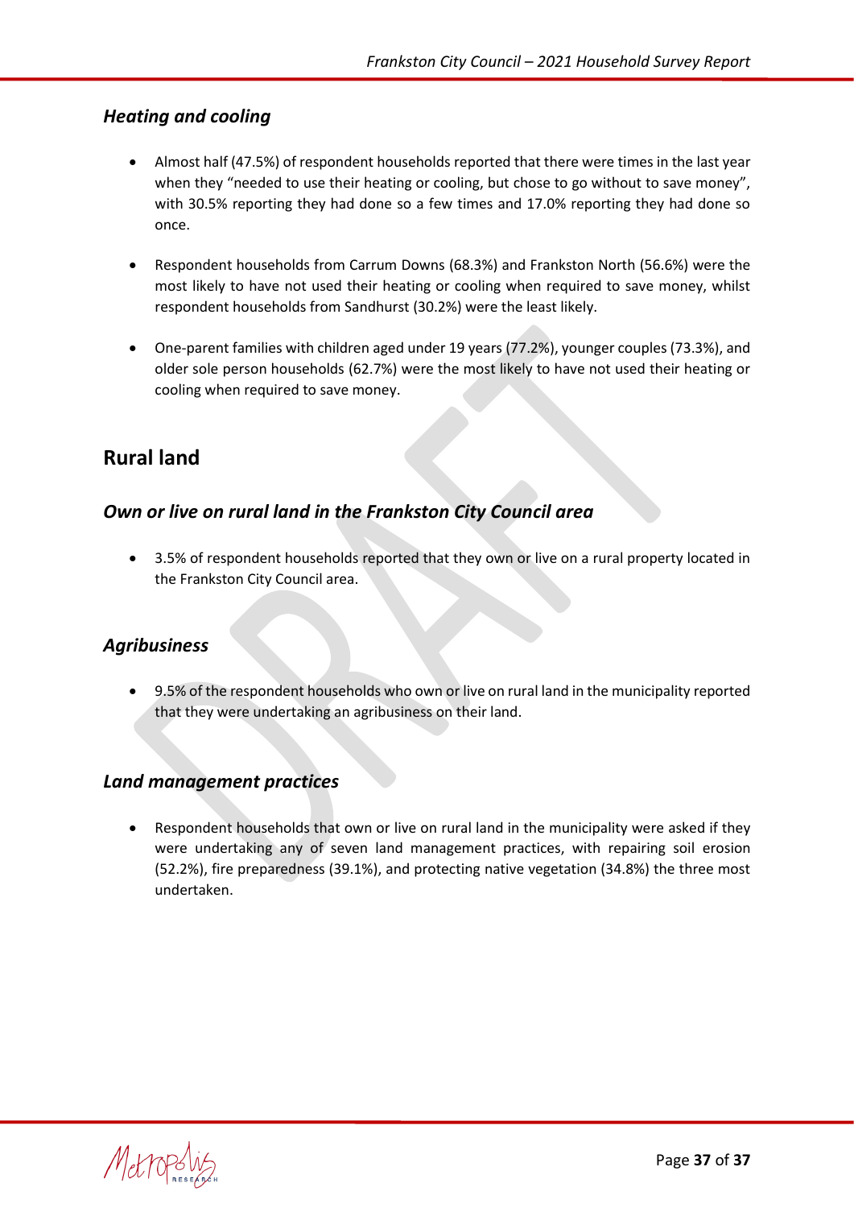### *Heating and cooling*

- Almost half (47.5%) of respondent households reported that there were times in the last year when they "needed to use their heating or cooling, but chose to go without to save money", with 30.5% reporting they had done so a few times and 17.0% reporting they had done so once.

- Respondent households from Carrum Downs (68.3%) and Frankston North (56.6%) were the most likely to have not used their heating or cooling when required to save money, whilst respondent households from Sandhurst (30.2%) were the least likely.

- One-parent families with children aged under 19 years (77.2%), younger couples (73.3%), and older sole person households (62.7%) were the most likely to have not used their heating or cooling when required to save money.

## Rural land

### *Own or live on rural land in the Frankston City Council area*

- 3.5% of respondent households reported that they own or live on a rural property located in the Frankston City Council area.

### *Agribusiness*

- 9.5% of the respondent households who own or live on rural land in the municipality reported that they were undertaking an agribusiness on their land.

### *Land management practices*

- Respondent households that own or live on rural land in the municipality were asked if they were undertaking any of seven land management practices, with repairing soil erosion (52.2%), fire preparedness (39.1%), and protecting native vegetation (34.8%) the three most undertaken.